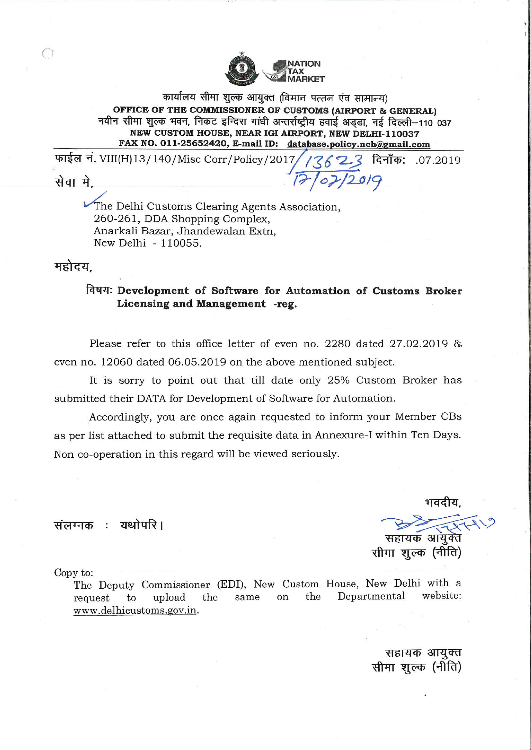NATION TAX MARKET

कार्यालय सीमा शुल्क आयुक्त (विमान पत्तन एंव सामान्य)
**OFFICE OF THE COMMISSIONER OF CUSTOMS (AIRPORT & GENERAL)**
नवीन सीमा शुल्क भवन, निकट इन्दिरा गांधी अन्तर्राष्ट्रीय हवाई अड्डा, नई दिल्ली–110 037
**NEW CUSTOM HOUSE, NEAR IGI AIRPORT, NEW DELHI-110037**
**FAX NO. 011-25652420, E-mail ID: database.policy.nch@gmail.com**

फाईल नं. VIII(H)13/140/Misc Corr/Policy/2017/13623 दिनाँक: 17/07/2019 .07.2019

सेवा मे,

The Delhi Customs Clearing Agents Association,
260-261, DDA Shopping Complex,
Anarkali Bazar, Jhandewalan Extn,
New Delhi - 110055.

महोदय,

विषय: **Development of Software for Automation of Customs Broker Licensing and Management -reg.**

Please refer to this office letter of even no. 2280 dated 27.02.2019 & even no. 12060 dated 06.05.2019 on the above mentioned subject.

It is sorry to point out that till date only 25% Custom Broker has submitted their DATA for Development of Software for Automation.

Accordingly, you are once again requested to inform your Member CBs as per list attached to submit the requisite data in Annexure-I within Ten Days. Non co-operation in this regard will be viewed seriously.

भवदीय,

संलग्नक : यथोपरि।

सहायक आयुक्त
सीमा शुल्क (नीति)

Copy to:
The Deputy Commissioner (EDI), New Custom House, New Delhi with a request to upload the same on the Departmental website: www.delhicustoms.gov.in.

सहायक आयुक्त
सीमा शुल्क (नीति)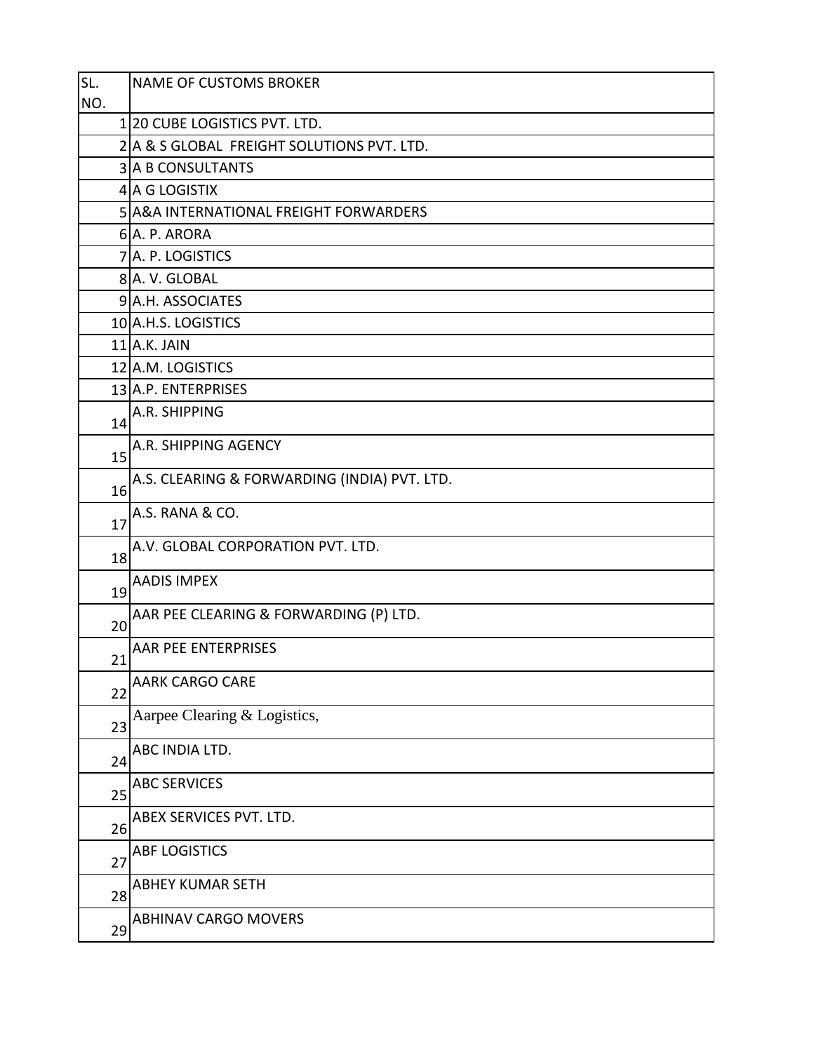| SL. NO. | NAME OF CUSTOMS BROKER |
|---|---|
| 1 | 20 CUBE LOGISTICS PVT. LTD. |
| 2 | A & S GLOBAL  FREIGHT SOLUTIONS PVT. LTD. |
| 3 | A B CONSULTANTS |
| 4 | A G LOGISTIX |
| 5 | A&A INTERNATIONAL FREIGHT FORWARDERS |
| 6 | A. P. ARORA |
| 7 | A. P. LOGISTICS |
| 8 | A. V. GLOBAL |
| 9 | A.H. ASSOCIATES |
| 10 | A.H.S. LOGISTICS |
| 11 | A.K. JAIN |
| 12 | A.M. LOGISTICS |
| 13 | A.P. ENTERPRISES |
| 14 | A.R. SHIPPING |
| 15 | A.R. SHIPPING AGENCY |
| 16 | A.S. CLEARING & FORWARDING (INDIA) PVT. LTD. |
| 17 | A.S. RANA & CO. |
| 18 | A.V. GLOBAL CORPORATION PVT. LTD. |
| 19 | AADIS IMPEX |
| 20 | AAR PEE CLEARING & FORWARDING (P) LTD. |
| 21 | AAR PEE ENTERPRISES |
| 22 | AARK CARGO CARE |
| 23 | Aarpee Clearing & Logistics, |
| 24 | ABC INDIA LTD. |
| 25 | ABC SERVICES |
| 26 | ABEX SERVICES PVT. LTD. |
| 27 | ABF LOGISTICS |
| 28 | ABHEY KUMAR SETH |
| 29 | ABHINAV CARGO MOVERS |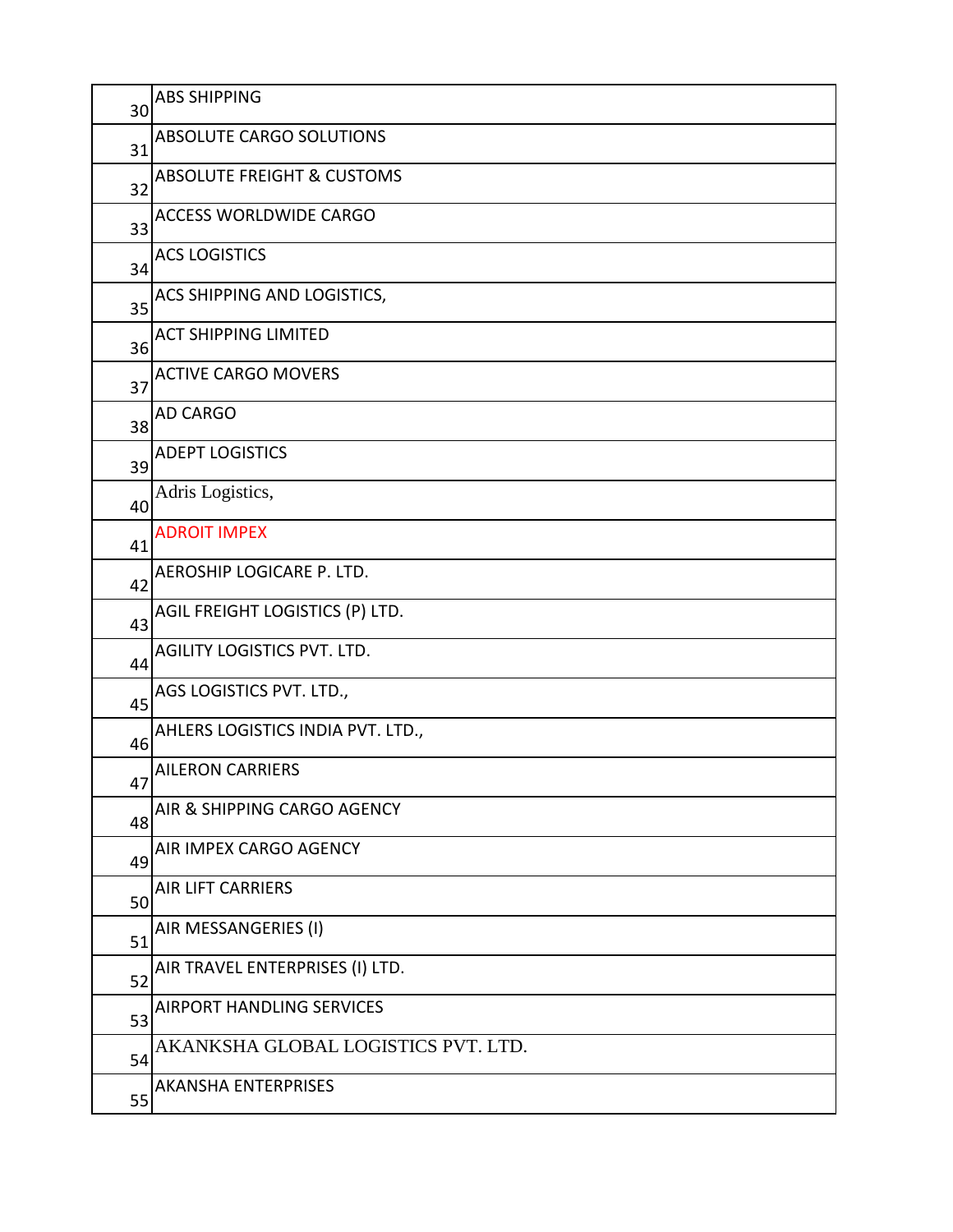| | |
|---|---|
| 30 | ABS SHIPPING |
| 31 | ABSOLUTE CARGO SOLUTIONS |
| 32 | ABSOLUTE FREIGHT & CUSTOMS |
| 33 | ACCESS WORLDWIDE CARGO |
| 34 | ACS LOGISTICS |
| 35 | ACS SHIPPING AND LOGISTICS, |
| 36 | ACT SHIPPING LIMITED |
| 37 | ACTIVE CARGO MOVERS |
| 38 | AD CARGO |
| 39 | ADEPT LOGISTICS |
| 40 | Adris Logistics, |
| 41 | ADROIT IMPEX |
| 42 | AEROSHIP LOGICARE P. LTD. |
| 43 | AGIL FREIGHT LOGISTICS (P) LTD. |
| 44 | AGILITY LOGISTICS PVT. LTD. |
| 45 | AGS LOGISTICS PVT. LTD., |
| 46 | AHLERS LOGISTICS INDIA PVT. LTD., |
| 47 | AILERON CARRIERS |
| 48 | AIR & SHIPPING CARGO AGENCY |
| 49 | AIR IMPEX CARGO AGENCY |
| 50 | AIR LIFT CARRIERS |
| 51 | AIR MESSANGERIES (I) |
| 52 | AIR TRAVEL ENTERPRISES (I) LTD. |
| 53 | AIRPORT HANDLING SERVICES |
| 54 | AKANKSHA GLOBAL LOGISTICS PVT. LTD. |
| 55 | AKANSHA ENTERPRISES |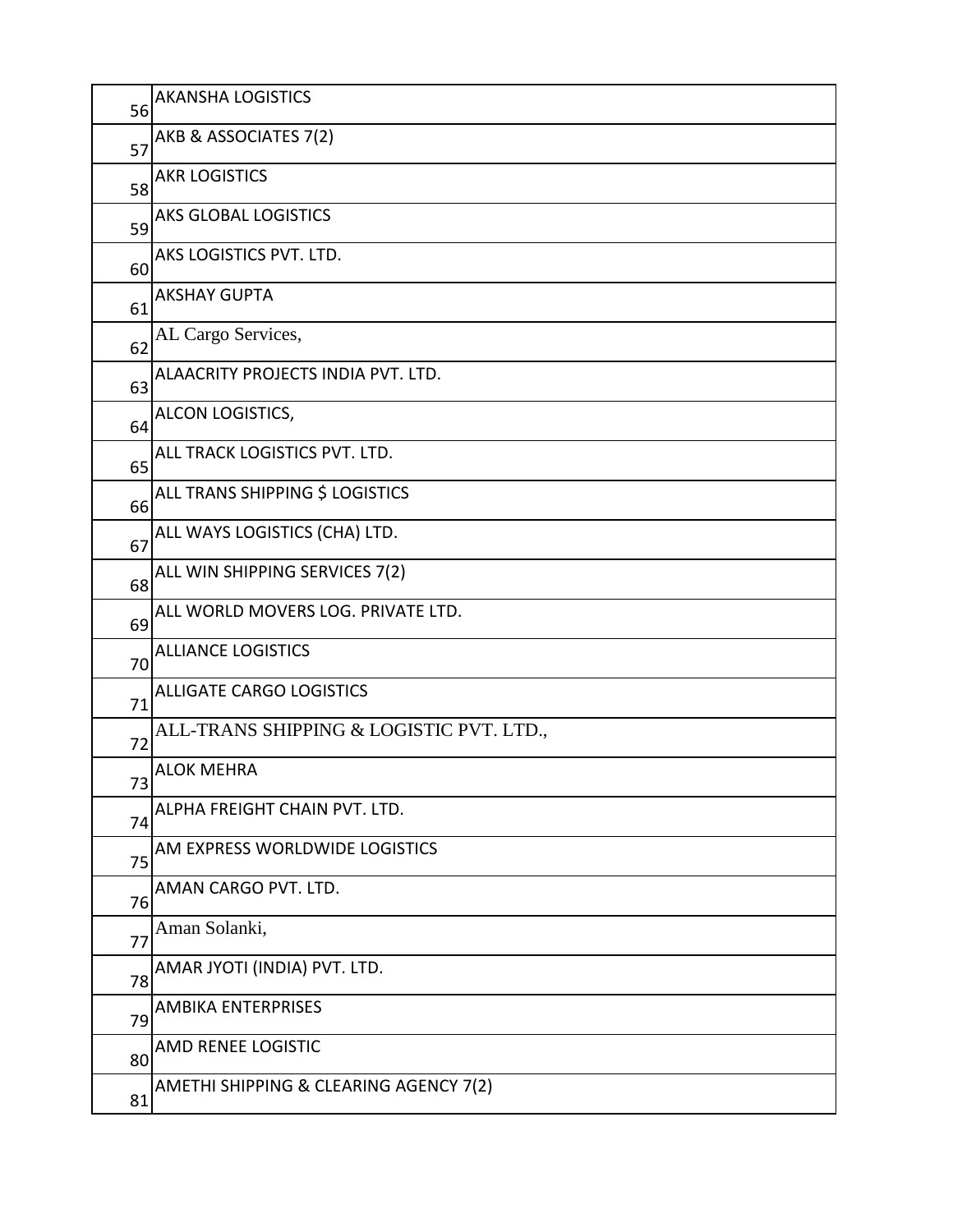| | |
|---|---|
| 56 | AKANSHA LOGISTICS |
| 57 | AKB & ASSOCIATES 7(2) |
| 58 | AKR LOGISTICS |
| 59 | AKS GLOBAL LOGISTICS |
| 60 | AKS LOGISTICS PVT. LTD. |
| 61 | AKSHAY GUPTA |
| 62 | AL Cargo Services, |
| 63 | ALAACRITY PROJECTS INDIA PVT. LTD. |
| 64 | ALCON LOGISTICS, |
| 65 | ALL TRACK LOGISTICS PVT. LTD. |
| 66 | ALL TRANS SHIPPING $ LOGISTICS |
| 67 | ALL WAYS LOGISTICS (CHA) LTD. |
| 68 | ALL WIN SHIPPING SERVICES 7(2) |
| 69 | ALL WORLD MOVERS LOG. PRIVATE LTD. |
| 70 | ALLIANCE LOGISTICS |
| 71 | ALLIGATE CARGO LOGISTICS |
| 72 | ALL-TRANS SHIPPING & LOGISTIC PVT. LTD., |
| 73 | ALOK MEHRA |
| 74 | ALPHA FREIGHT CHAIN PVT. LTD. |
| 75 | AM EXPRESS WORLDWIDE LOGISTICS |
| 76 | AMAN CARGO PVT. LTD. |
| 77 | Aman Solanki, |
| 78 | AMAR JYOTI (INDIA) PVT. LTD. |
| 79 | AMBIKA ENTERPRISES |
| 80 | AMD RENEE LOGISTIC |
| 81 | AMETHI SHIPPING & CLEARING AGENCY 7(2) |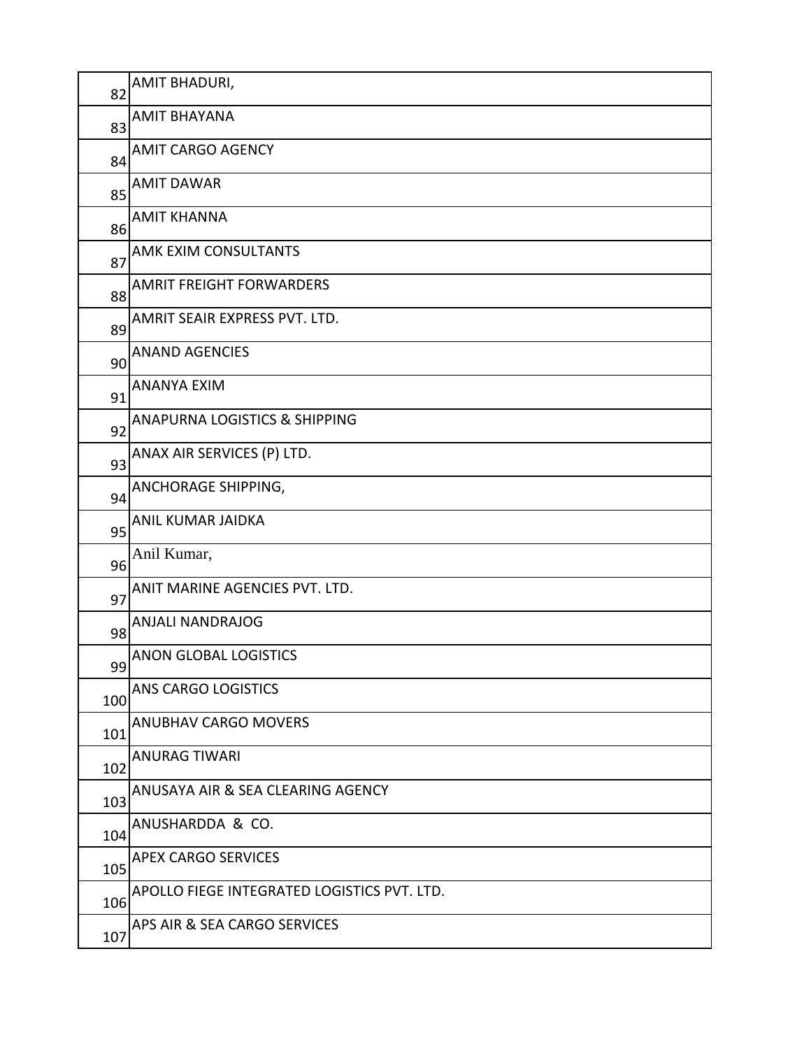| | |
|---|---|
| 82 | AMIT BHADURI, |
| 83 | AMIT BHAYANA |
| 84 | AMIT CARGO AGENCY |
| 85 | AMIT DAWAR |
| 86 | AMIT KHANNA |
| 87 | AMK EXIM CONSULTANTS |
| 88 | AMRIT FREIGHT FORWARDERS |
| 89 | AMRIT SEAIR EXPRESS PVT. LTD. |
| 90 | ANAND AGENCIES |
| 91 | ANANYA EXIM |
| 92 | ANAPURNA LOGISTICS & SHIPPING |
| 93 | ANAX AIR SERVICES (P) LTD. |
| 94 | ANCHORAGE SHIPPING, |
| 95 | ANIL KUMAR JAIDKA |
| 96 | Anil Kumar, |
| 97 | ANIT MARINE AGENCIES PVT. LTD. |
| 98 | ANJALI NANDRAJOG |
| 99 | ANON GLOBAL LOGISTICS |
| 100 | ANS CARGO LOGISTICS |
| 101 | ANUBHAV CARGO MOVERS |
| 102 | ANURAG TIWARI |
| 103 | ANUSAYA AIR & SEA CLEARING AGENCY |
| 104 | ANUSHARDDA & CO. |
| 105 | APEX CARGO SERVICES |
| 106 | APOLLO FIEGE INTEGRATED LOGISTICS PVT. LTD. |
| 107 | APS AIR & SEA CARGO SERVICES |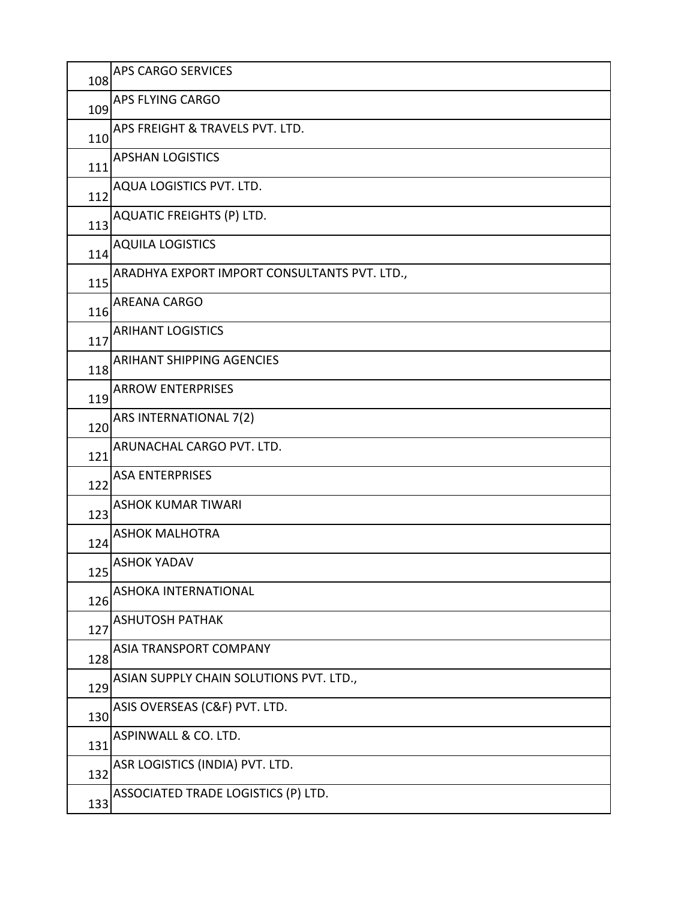| | |
|---|---|
| 108 | APS CARGO SERVICES |
| 109 | APS FLYING CARGO |
| 110 | APS FREIGHT & TRAVELS PVT. LTD. |
| 111 | APSHAN LOGISTICS |
| 112 | AQUA LOGISTICS PVT. LTD. |
| 113 | AQUATIC FREIGHTS (P) LTD. |
| 114 | AQUILA LOGISTICS |
| 115 | ARADHYA EXPORT IMPORT CONSULTANTS PVT. LTD., |
| 116 | AREANA CARGO |
| 117 | ARIHANT LOGISTICS |
| 118 | ARIHANT SHIPPING AGENCIES |
| 119 | ARROW ENTERPRISES |
| 120 | ARS INTERNATIONAL 7(2) |
| 121 | ARUNACHAL CARGO PVT. LTD. |
| 122 | ASA ENTERPRISES |
| 123 | ASHOK KUMAR TIWARI |
| 124 | ASHOK MALHOTRA |
| 125 | ASHOK YADAV |
| 126 | ASHOKA INTERNATIONAL |
| 127 | ASHUTOSH PATHAK |
| 128 | ASIA TRANSPORT COMPANY |
| 129 | ASIAN SUPPLY CHAIN SOLUTIONS PVT. LTD., |
| 130 | ASIS OVERSEAS (C&F) PVT. LTD. |
| 131 | ASPINWALL & CO. LTD. |
| 132 | ASR LOGISTICS (INDIA) PVT. LTD. |
| 133 | ASSOCIATED TRADE LOGISTICS (P) LTD. |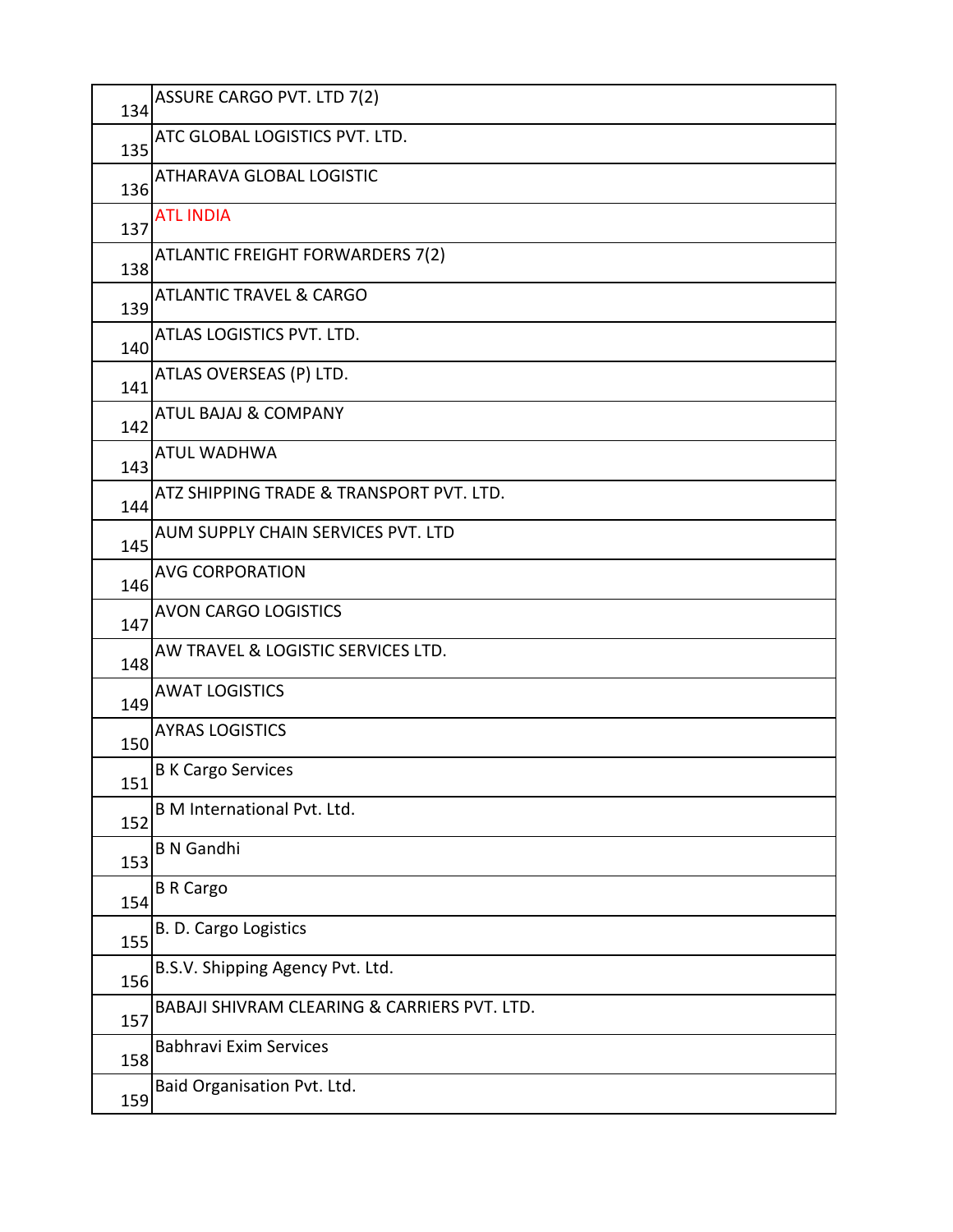| | |
|---|---|
| 134 | ASSURE CARGO PVT. LTD 7(2) |
| 135 | ATC GLOBAL LOGISTICS PVT. LTD. |
| 136 | ATHARAVA GLOBAL LOGISTIC |
| 137 | ATL INDIA |
| 138 | ATLANTIC FREIGHT FORWARDERS 7(2) |
| 139 | ATLANTIC TRAVEL & CARGO |
| 140 | ATLAS LOGISTICS PVT. LTD. |
| 141 | ATLAS OVERSEAS (P) LTD. |
| 142 | ATUL BAJAJ & COMPANY |
| 143 | ATUL WADHWA |
| 144 | ATZ SHIPPING TRADE & TRANSPORT PVT. LTD. |
| 145 | AUM SUPPLY CHAIN SERVICES PVT. LTD |
| 146 | AVG CORPORATION |
| 147 | AVON CARGO LOGISTICS |
| 148 | AW TRAVEL & LOGISTIC SERVICES LTD. |
| 149 | AWAT LOGISTICS |
| 150 | AYRAS LOGISTICS |
| 151 | B K Cargo Services |
| 152 | B M International Pvt. Ltd. |
| 153 | B N Gandhi |
| 154 | B R Cargo |
| 155 | B. D. Cargo Logistics |
| 156 | B.S.V. Shipping Agency Pvt. Ltd. |
| 157 | BABAJI SHIVRAM CLEARING & CARRIERS PVT. LTD. |
| 158 | Babhravi Exim Services |
| 159 | Baid Organisation Pvt. Ltd. |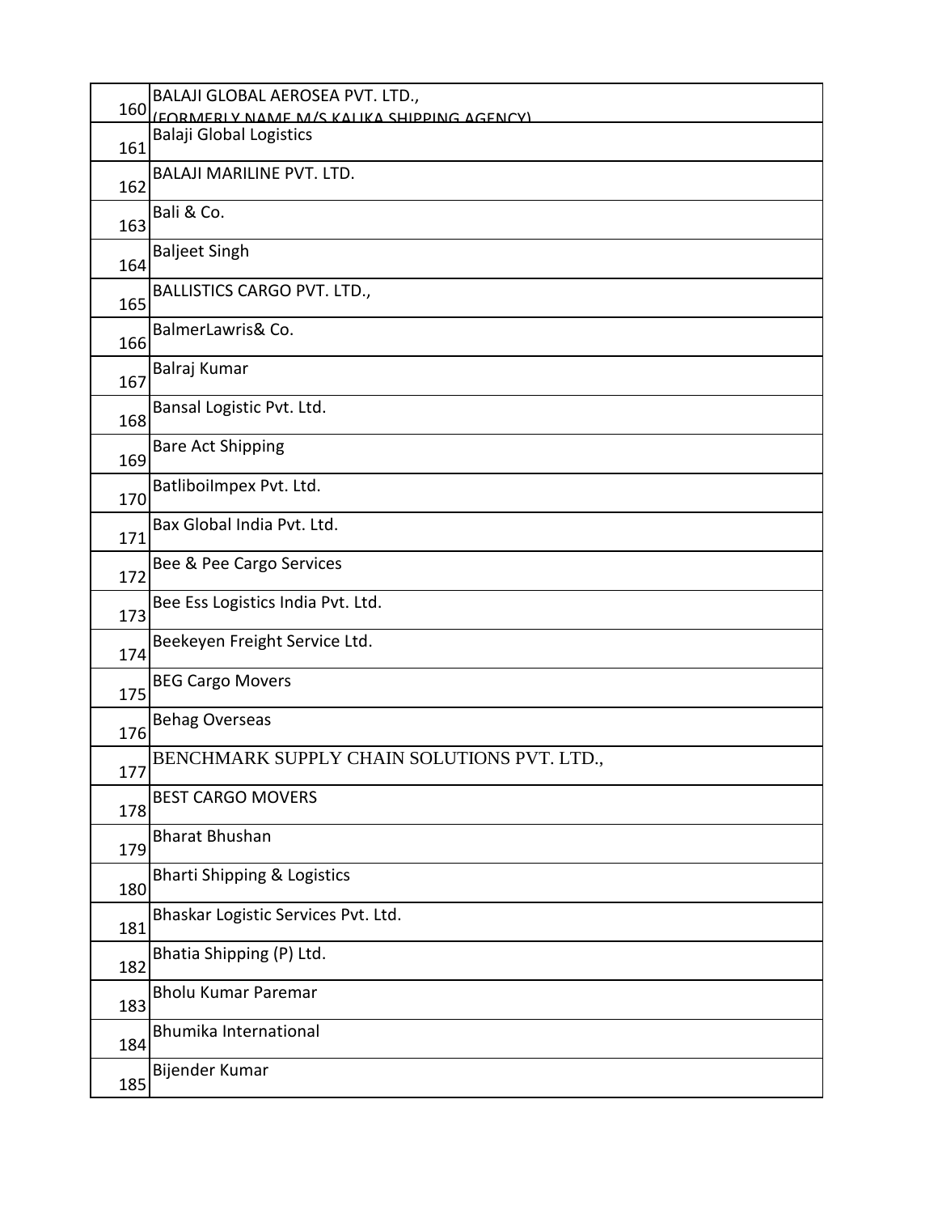| | |
|---|---|
| 160 | BALAJI GLOBAL AEROSEA PVT. LTD., (FORMERLY NAME M/S KALIKA SHIPPING AGENCY) |
| 161 | Balaji Global Logistics |
| 162 | BALAJI MARILINE PVT. LTD. |
| 163 | Bali & Co. |
| 164 | Baljeet Singh |
| 165 | BALLISTICS CARGO PVT. LTD., |
| 166 | BalmerLawris& Co. |
| 167 | Balraj Kumar |
| 168 | Bansal Logistic Pvt. Ltd. |
| 169 | Bare Act Shipping |
| 170 | BatliboiImpex Pvt. Ltd. |
| 171 | Bax Global India Pvt. Ltd. |
| 172 | Bee & Pee Cargo Services |
| 173 | Bee Ess Logistics India Pvt. Ltd. |
| 174 | Beekeyen Freight Service Ltd. |
| 175 | BEG Cargo Movers |
| 176 | Behag Overseas |
| 177 | BENCHMARK SUPPLY CHAIN SOLUTIONS PVT. LTD., |
| 178 | BEST CARGO MOVERS |
| 179 | Bharat Bhushan |
| 180 | Bharti Shipping & Logistics |
| 181 | Bhaskar Logistic Services Pvt. Ltd. |
| 182 | Bhatia Shipping (P) Ltd. |
| 183 | Bholu Kumar Paremar |
| 184 | Bhumika International |
| 185 | Bijender Kumar |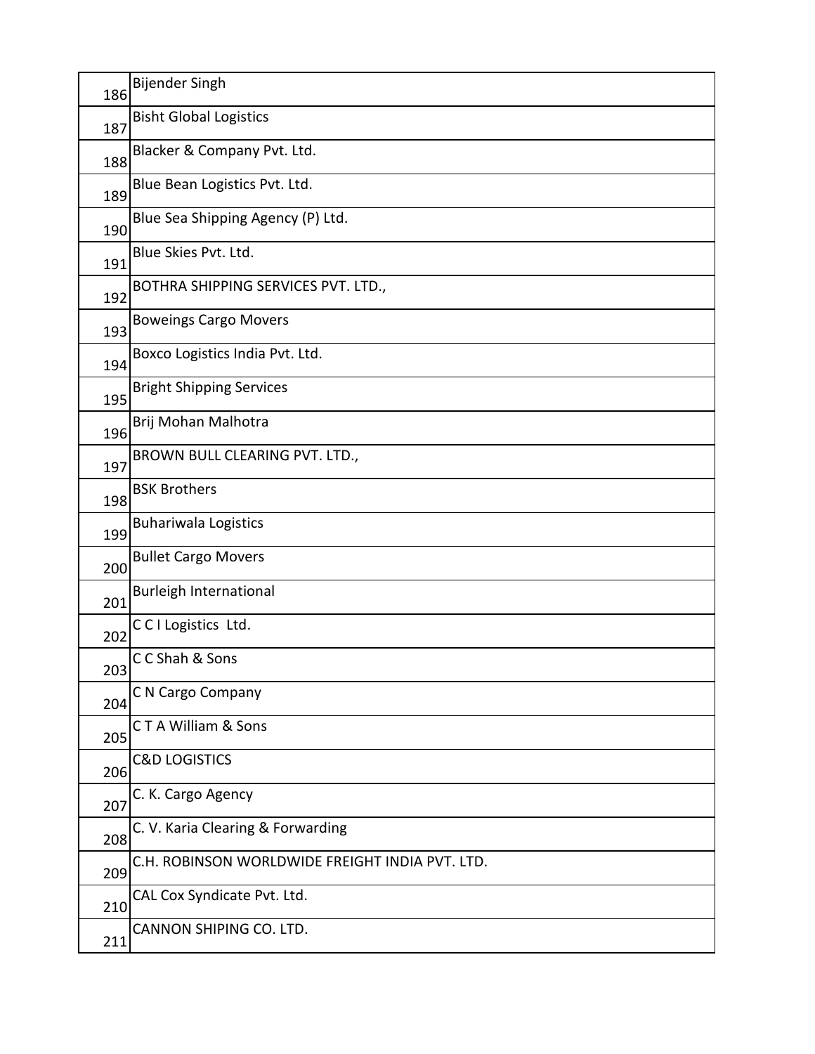| | |
|---|---|
| 186 | Bijender Singh |
| 187 | Bisht Global Logistics |
| 188 | Blacker & Company Pvt. Ltd. |
| 189 | Blue Bean Logistics Pvt. Ltd. |
| 190 | Blue Sea Shipping Agency (P) Ltd. |
| 191 | Blue Skies Pvt. Ltd. |
| 192 | BOTHRA SHIPPING SERVICES PVT. LTD., |
| 193 | Boweings Cargo Movers |
| 194 | Boxco Logistics India Pvt. Ltd. |
| 195 | Bright Shipping Services |
| 196 | Brij Mohan Malhotra |
| 197 | BROWN BULL CLEARING PVT. LTD., |
| 198 | BSK Brothers |
| 199 | Buhariwala Logistics |
| 200 | Bullet Cargo Movers |
| 201 | Burleigh International |
| 202 | C C I Logistics Ltd. |
| 203 | C C Shah & Sons |
| 204 | C N Cargo Company |
| 205 | C T A William & Sons |
| 206 | C&D LOGISTICS |
| 207 | C. K. Cargo Agency |
| 208 | C. V. Karia Clearing & Forwarding |
| 209 | C.H. ROBINSON WORLDWIDE FREIGHT INDIA PVT. LTD. |
| 210 | CAL Cox Syndicate Pvt. Ltd. |
| 211 | CANNON SHIPING CO. LTD. |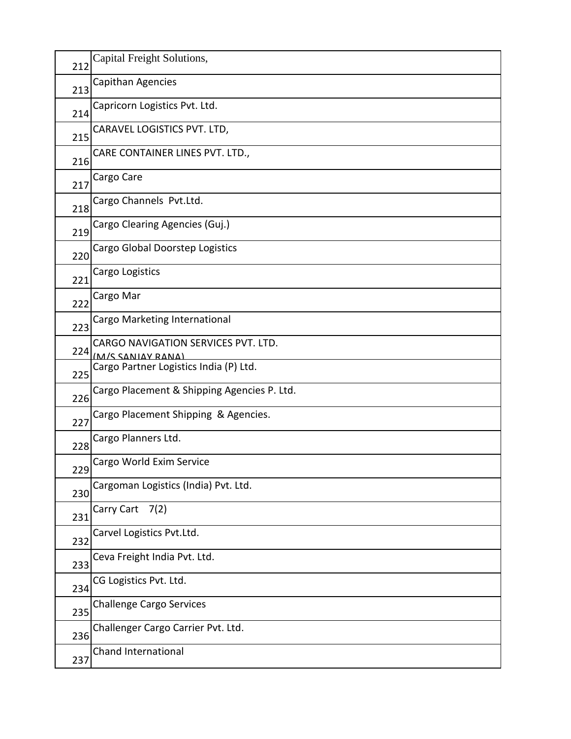| | |
|---|---|
| 212 | Capital Freight Solutions, |
| 213 | Capithan Agencies |
| 214 | Capricorn Logistics Pvt. Ltd. |
| 215 | CARAVEL LOGISTICS PVT. LTD, |
| 216 | CARE CONTAINER LINES PVT. LTD., |
| 217 | Cargo Care |
| 218 | Cargo Channels Pvt.Ltd. |
| 219 | Cargo Clearing Agencies (Guj.) |
| 220 | Cargo Global Doorstep Logistics |
| 221 | Cargo Logistics |
| 222 | Cargo Mar |
| 223 | Cargo Marketing International |
| 224 | CARGO NAVIGATION SERVICES PVT. LTD. (M/S SANJAY RANA) |
| 225 | Cargo Partner Logistics India (P) Ltd. |
| 226 | Cargo Placement & Shipping Agencies P. Ltd. |
| 227 | Cargo Placement Shipping & Agencies. |
| 228 | Cargo Planners Ltd. |
| 229 | Cargo World Exim Service |
| 230 | Cargoman Logistics (India) Pvt. Ltd. |
| 231 | Carry Cart 7(2) |
| 232 | Carvel Logistics Pvt.Ltd. |
| 233 | Ceva Freight India Pvt. Ltd. |
| 234 | CG Logistics Pvt. Ltd. |
| 235 | Challenge Cargo Services |
| 236 | Challenger Cargo Carrier Pvt. Ltd. |
| 237 | Chand International |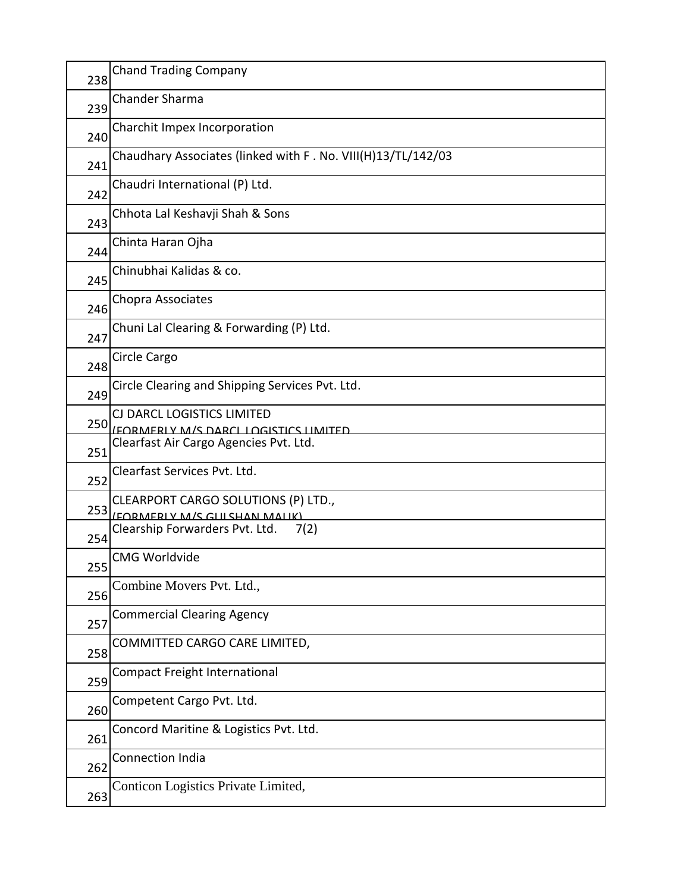| | |
|---|---|
| 238 | Chand Trading Company |
| 239 | Chander Sharma |
| 240 | Charchit Impex Incorporation |
| 241 | Chaudhary Associates (linked with F . No. VIII(H)13/TL/142/03 |
| 242 | Chaudri International (P) Ltd. |
| 243 | Chhota Lal Keshavji Shah & Sons |
| 244 | Chinta Haran Ojha |
| 245 | Chinubhai Kalidas & co. |
| 246 | Chopra Associates |
| 247 | Chuni Lal Clearing & Forwarding (P) Ltd. |
| 248 | Circle Cargo |
| 249 | Circle Clearing and Shipping Services Pvt. Ltd. |
| 250 | CJ DARCL LOGISTICS LIMITED (FORMERLY M/S DARCL LOGISTICS LIMITED |
| 251 | Clearfast Air Cargo Agencies Pvt. Ltd. |
| 252 | Clearfast Services Pvt. Ltd. |
| 253 | CLEARPORT CARGO SOLUTIONS (P) LTD., (FORMERLY M/S GULSHAN MALIK) |
| 254 | Clearship Forwarders Pvt. Ltd. 7(2) |
| 255 | CMG Worldvide |
| 256 | Combine Movers Pvt. Ltd., |
| 257 | Commercial Clearing Agency |
| 258 | COMMITTED CARGO CARE LIMITED, |
| 259 | Compact Freight International |
| 260 | Competent Cargo Pvt. Ltd. |
| 261 | Concord Maritine & Logistics Pvt. Ltd. |
| 262 | Connection India |
| 263 | Conticon Logistics Private Limited, |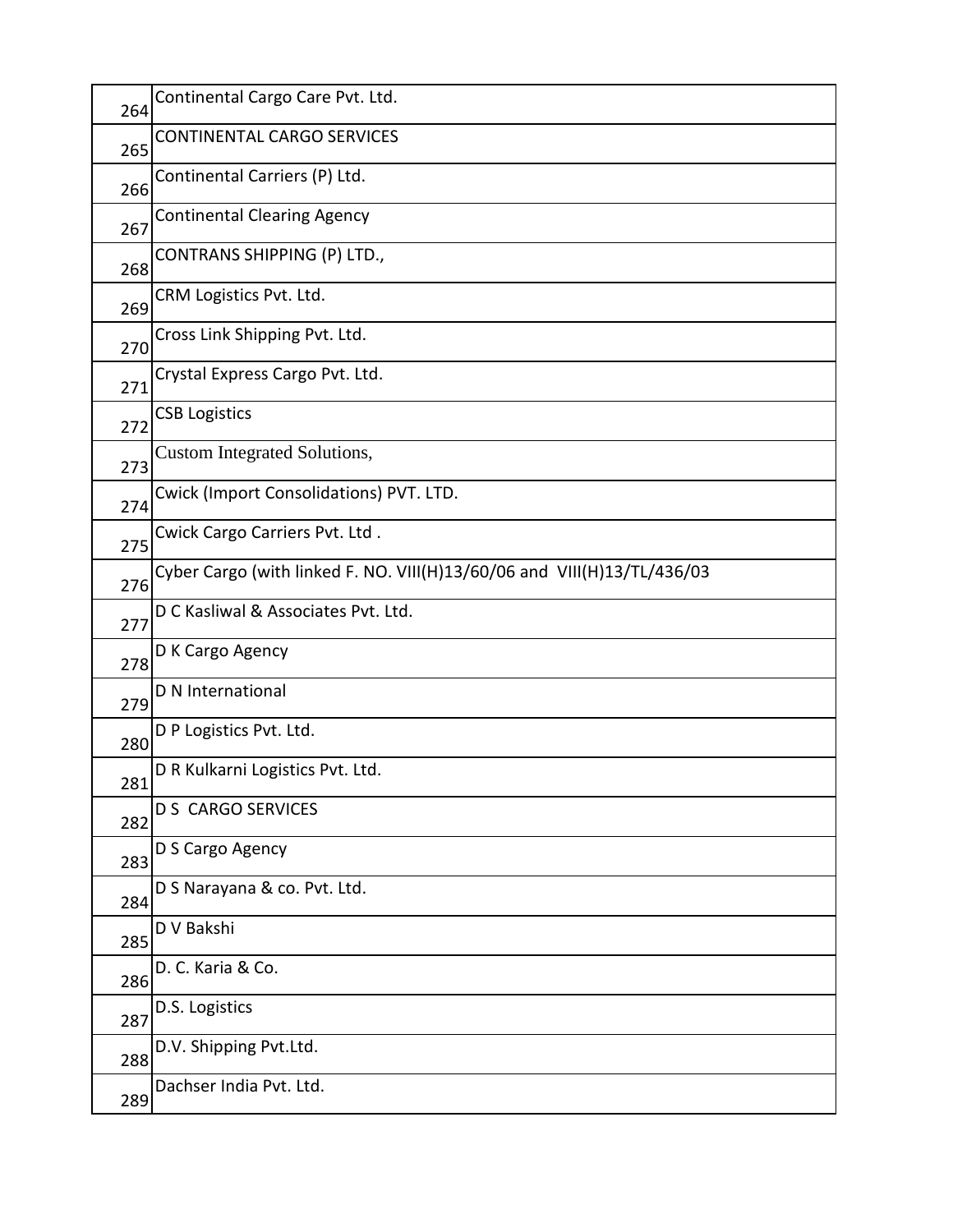| | |
|---|---|
| 264 | Continental Cargo Care Pvt. Ltd. |
| 265 | CONTINENTAL CARGO SERVICES |
| 266 | Continental Carriers (P) Ltd. |
| 267 | Continental Clearing Agency |
| 268 | CONTRANS SHIPPING (P) LTD., |
| 269 | CRM Logistics Pvt. Ltd. |
| 270 | Cross Link Shipping Pvt. Ltd. |
| 271 | Crystal Express Cargo Pvt. Ltd. |
| 272 | CSB Logistics |
| 273 | Custom Integrated Solutions, |
| 274 | Cwick (Import Consolidations) PVT. LTD. |
| 275 | Cwick Cargo Carriers Pvt. Ltd . |
| 276 | Cyber Cargo (with linked F. NO. VIII(H)13/60/06 and VIII(H)13/TL/436/03 |
| 277 | D C Kasliwal & Associates Pvt. Ltd. |
| 278 | D K Cargo Agency |
| 279 | D N International |
| 280 | D P Logistics Pvt. Ltd. |
| 281 | D R Kulkarni Logistics Pvt. Ltd. |
| 282 | D S CARGO SERVICES |
| 283 | D S Cargo Agency |
| 284 | D S Narayana & co. Pvt. Ltd. |
| 285 | D V Bakshi |
| 286 | D. C. Karia & Co. |
| 287 | D.S. Logistics |
| 288 | D.V. Shipping Pvt.Ltd. |
| 289 | Dachser India Pvt. Ltd. |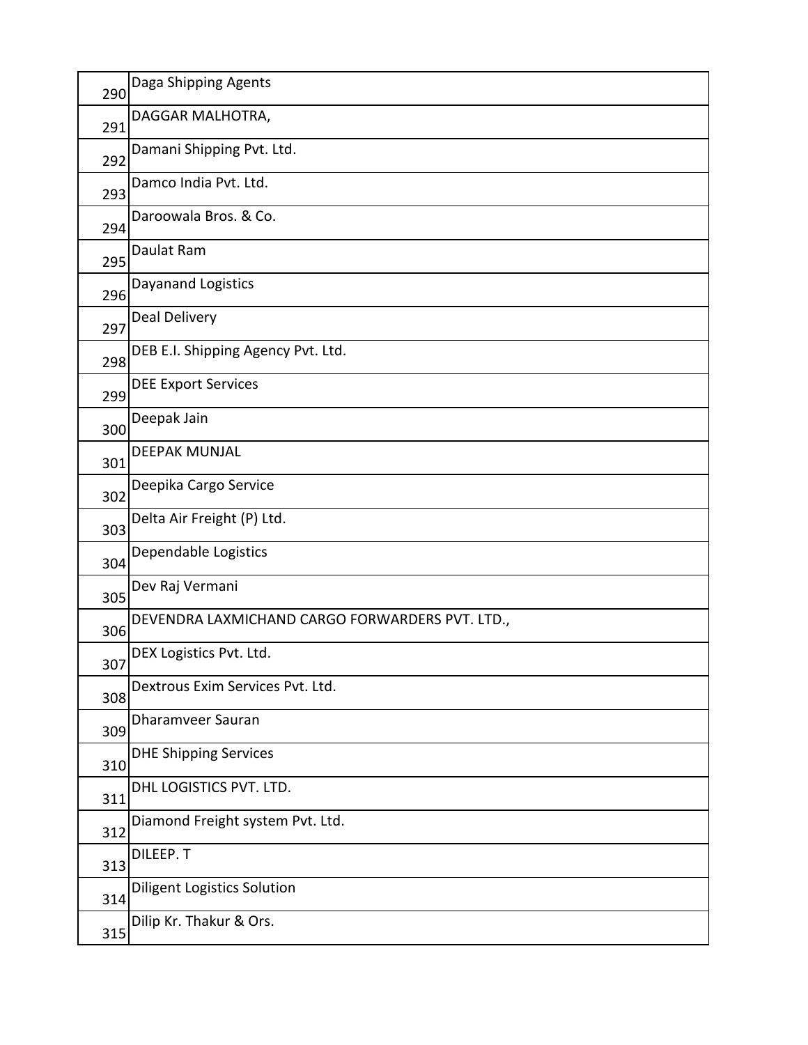| | |
|---|---|
| 290 | Daga Shipping Agents |
| 291 | DAGGAR MALHOTRA, |
| 292 | Damani Shipping Pvt. Ltd. |
| 293 | Damco India Pvt. Ltd. |
| 294 | Daroowala Bros. & Co. |
| 295 | Daulat Ram |
| 296 | Dayanand Logistics |
| 297 | Deal Delivery |
| 298 | DEB E.I. Shipping Agency Pvt. Ltd. |
| 299 | DEE Export Services |
| 300 | Deepak Jain |
| 301 | DEEPAK MUNJAL |
| 302 | Deepika Cargo Service |
| 303 | Delta Air Freight (P) Ltd. |
| 304 | Dependable Logistics |
| 305 | Dev Raj Vermani |
| 306 | DEVENDRA LAXMICHAND CARGO FORWARDERS PVT. LTD., |
| 307 | DEX Logistics Pvt. Ltd. |
| 308 | Dextrous Exim Services Pvt. Ltd. |
| 309 | Dharamveer Sauran |
| 310 | DHE Shipping Services |
| 311 | DHL LOGISTICS PVT. LTD. |
| 312 | Diamond Freight system Pvt. Ltd. |
| 313 | DILEEP. T |
| 314 | Diligent Logistics Solution |
| 315 | Dilip Kr. Thakur & Ors. |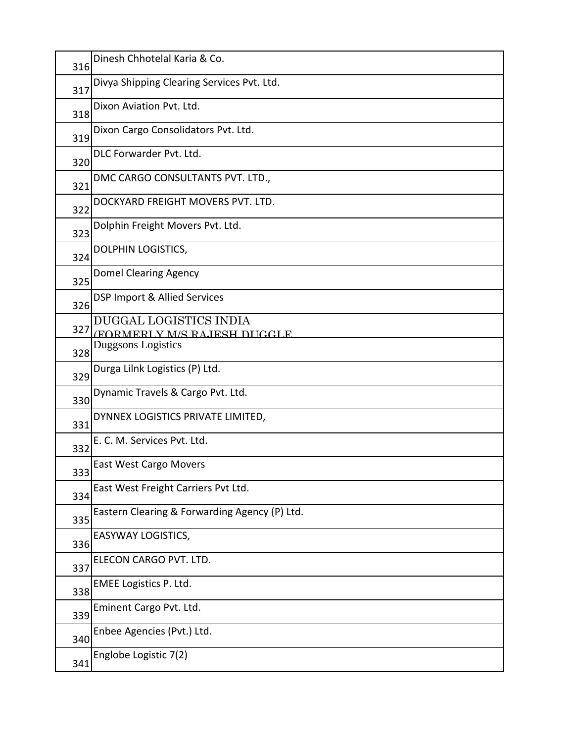| | |
|---|---|
| 316 | Dinesh Chhotelal Karia & Co. |
| 317 | Divya Shipping Clearing Services Pvt. Ltd. |
| 318 | Dixon Aviation Pvt. Ltd. |
| 319 | Dixon Cargo Consolidators Pvt. Ltd. |
| 320 | DLC Forwarder Pvt. Ltd. |
| 321 | DMC CARGO CONSULTANTS PVT. LTD., |
| 322 | DOCKYARD FREIGHT MOVERS PVT. LTD. |
| 323 | Dolphin Freight Movers Pvt. Ltd. |
| 324 | DOLPHIN LOGISTICS, |
| 325 | Domel Clearing Agency |
| 326 | DSP Import & Allied Services |
| 327 | DUGGAL LOGISTICS INDIA (FORMERLY M/S RAJESH DUGGLE |
| 328 | Duggsons Logistics |
| 329 | Durga Lilnk Logistics (P) Ltd. |
| 330 | Dynamic Travels & Cargo Pvt. Ltd. |
| 331 | DYNNEX LOGISTICS PRIVATE LIMITED, |
| 332 | E. C. M. Services Pvt. Ltd. |
| 333 | East West Cargo Movers |
| 334 | East West Freight Carriers Pvt Ltd. |
| 335 | Eastern Clearing & Forwarding Agency (P) Ltd. |
| 336 | EASYWAY LOGISTICS, |
| 337 | ELECON CARGO PVT. LTD. |
| 338 | EMEE Logistics P. Ltd. |
| 339 | Eminent Cargo Pvt. Ltd. |
| 340 | Enbee Agencies (Pvt.) Ltd. |
| 341 | Englobe Logistic 7(2) |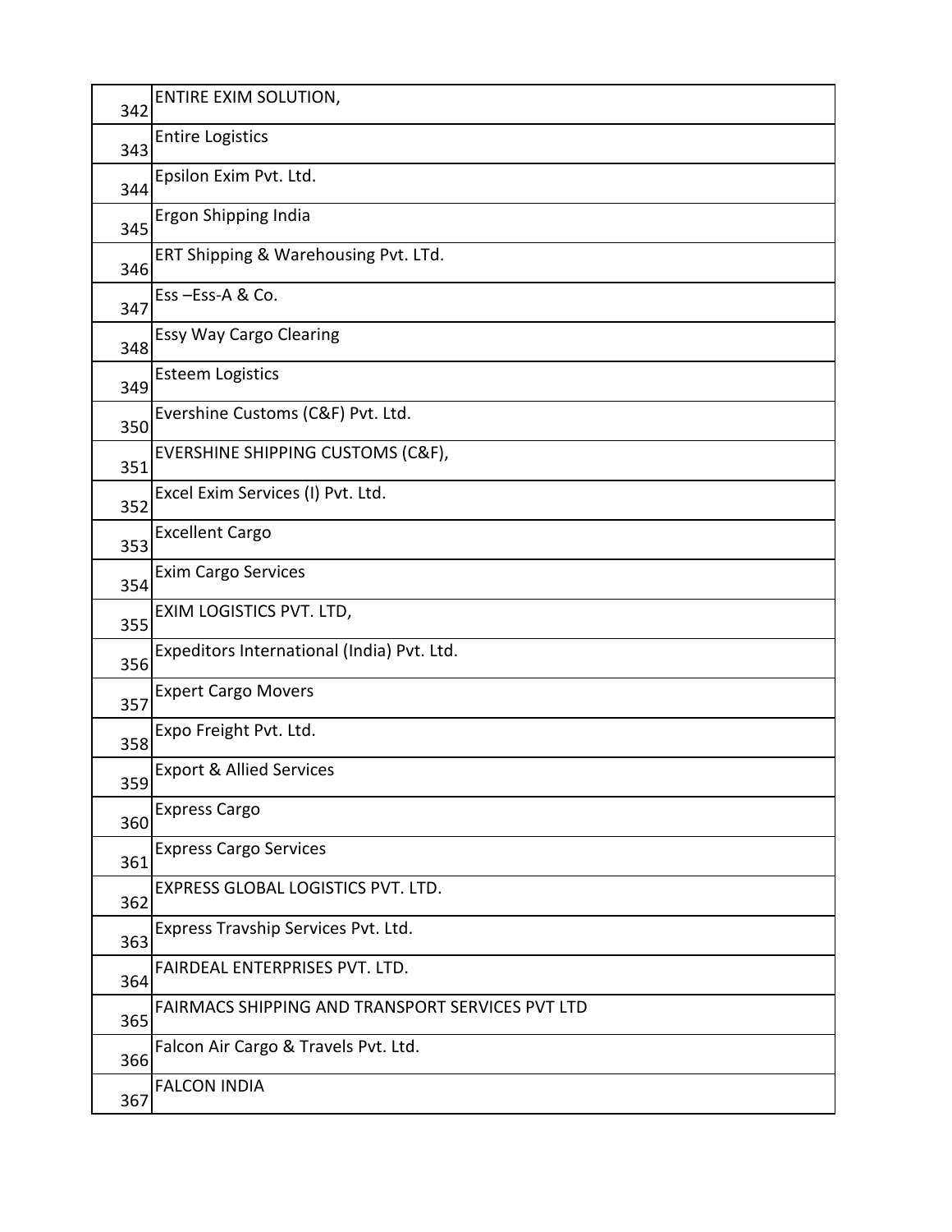| | |
|---|---|
| 342 | ENTIRE EXIM SOLUTION, |
| 343 | Entire Logistics |
| 344 | Epsilon Exim Pvt. Ltd. |
| 345 | Ergon Shipping India |
| 346 | ERT Shipping & Warehousing Pvt. LTd. |
| 347 | Ess –Ess-A & Co. |
| 348 | Essy Way Cargo Clearing |
| 349 | Esteem Logistics |
| 350 | Evershine Customs (C&F) Pvt. Ltd. |
| 351 | EVERSHINE SHIPPING CUSTOMS (C&F), |
| 352 | Excel Exim Services (I) Pvt. Ltd. |
| 353 | Excellent Cargo |
| 354 | Exim Cargo Services |
| 355 | EXIM LOGISTICS PVT. LTD, |
| 356 | Expeditors International (India) Pvt. Ltd. |
| 357 | Expert Cargo Movers |
| 358 | Expo Freight Pvt. Ltd. |
| 359 | Export & Allied Services |
| 360 | Express Cargo |
| 361 | Express Cargo Services |
| 362 | EXPRESS GLOBAL LOGISTICS PVT. LTD. |
| 363 | Express Travship Services Pvt. Ltd. |
| 364 | FAIRDEAL ENTERPRISES PVT. LTD. |
| 365 | FAIRMACS SHIPPING AND TRANSPORT SERVICES PVT LTD |
| 366 | Falcon Air Cargo & Travels Pvt. Ltd. |
| 367 | FALCON INDIA |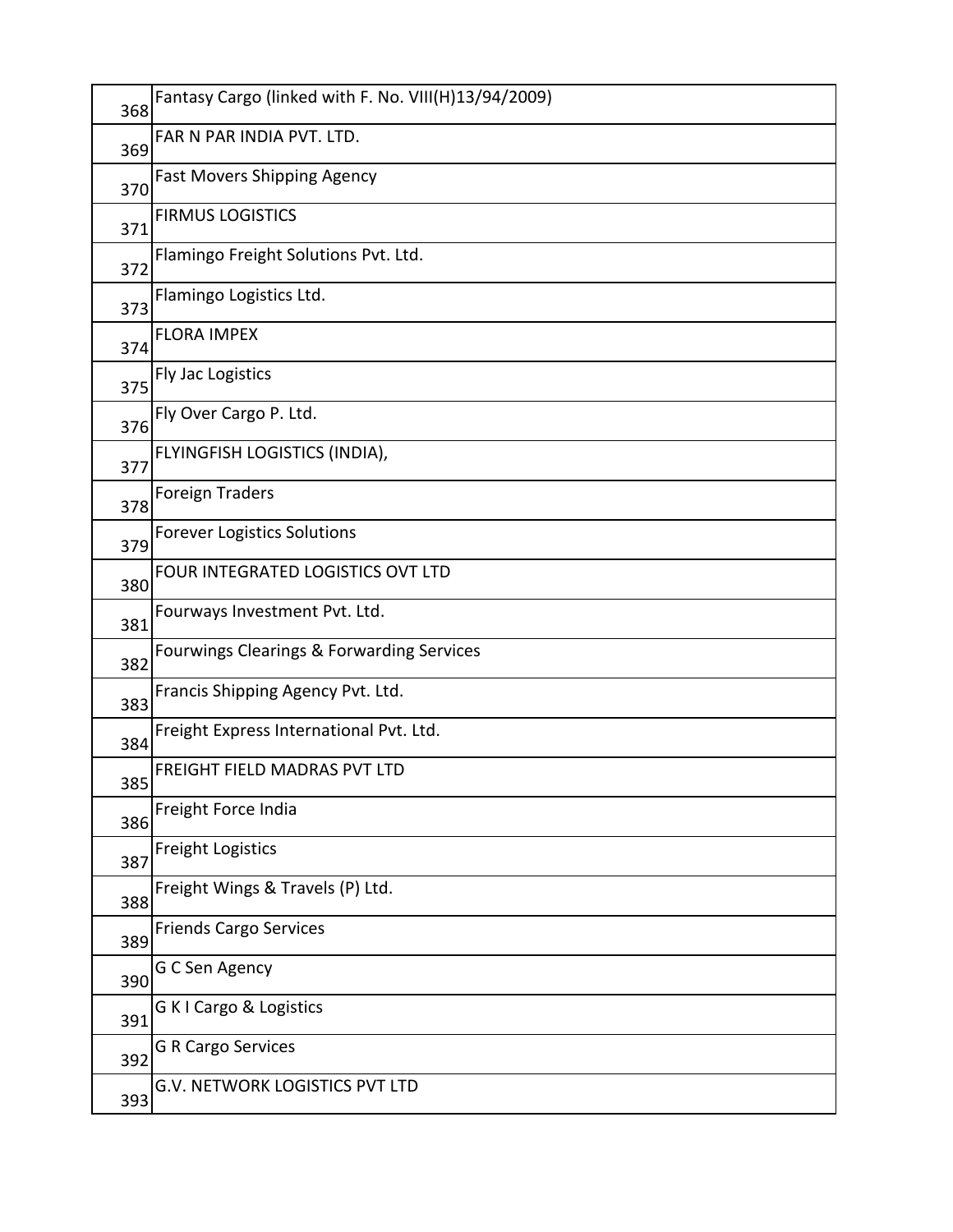| | |
|---|---|
| 368 | Fantasy Cargo (linked with F. No. VIII(H)13/94/2009) |
| 369 | FAR N PAR INDIA PVT. LTD. |
| 370 | Fast Movers Shipping Agency |
| 371 | FIRMUS LOGISTICS |
| 372 | Flamingo Freight Solutions Pvt. Ltd. |
| 373 | Flamingo Logistics Ltd. |
| 374 | FLORA IMPEX |
| 375 | Fly Jac Logistics |
| 376 | Fly Over Cargo P. Ltd. |
| 377 | FLYINGFISH LOGISTICS (INDIA), |
| 378 | Foreign Traders |
| 379 | Forever Logistics Solutions |
| 380 | FOUR INTEGRATED LOGISTICS OVT LTD |
| 381 | Fourways Investment Pvt. Ltd. |
| 382 | Fourwings Clearings & Forwarding Services |
| 383 | Francis Shipping Agency Pvt. Ltd. |
| 384 | Freight Express International Pvt. Ltd. |
| 385 | FREIGHT FIELD MADRAS PVT LTD |
| 386 | Freight Force India |
| 387 | Freight Logistics |
| 388 | Freight Wings & Travels (P) Ltd. |
| 389 | Friends Cargo Services |
| 390 | G C Sen Agency |
| 391 | G K I Cargo & Logistics |
| 392 | G R Cargo Services |
| 393 | G.V. NETWORK LOGISTICS PVT LTD |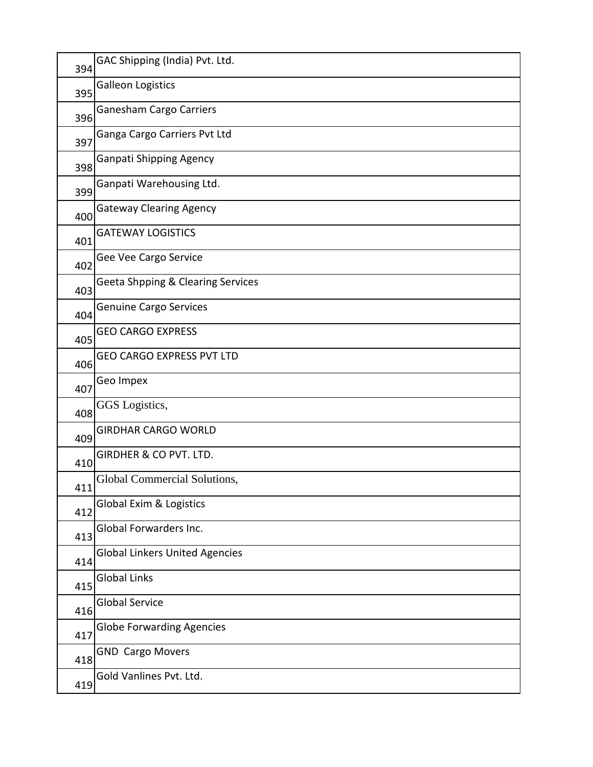| | |
|---|---|
| 394 | GAC Shipping (India) Pvt. Ltd. |
| 395 | Galleon Logistics |
| 396 | Ganesham Cargo Carriers |
| 397 | Ganga Cargo Carriers Pvt Ltd |
| 398 | Ganpati Shipping Agency |
| 399 | Ganpati Warehousing Ltd. |
| 400 | Gateway Clearing Agency |
| 401 | GATEWAY LOGISTICS |
| 402 | Gee Vee Cargo Service |
| 403 | Geeta Shpping & Clearing Services |
| 404 | Genuine Cargo Services |
| 405 | GEO CARGO EXPRESS |
| 406 | GEO CARGO EXPRESS PVT LTD |
| 407 | Geo Impex |
| 408 | GGS Logistics, |
| 409 | GIRDHAR CARGO WORLD |
| 410 | GIRDHER & CO PVT. LTD. |
| 411 | Global Commercial Solutions, |
| 412 | Global Exim & Logistics |
| 413 | Global Forwarders Inc. |
| 414 | Global Linkers United Agencies |
| 415 | Global Links |
| 416 | Global Service |
| 417 | Globe Forwarding Agencies |
| 418 | GND Cargo Movers |
| 419 | Gold Vanlines Pvt. Ltd. |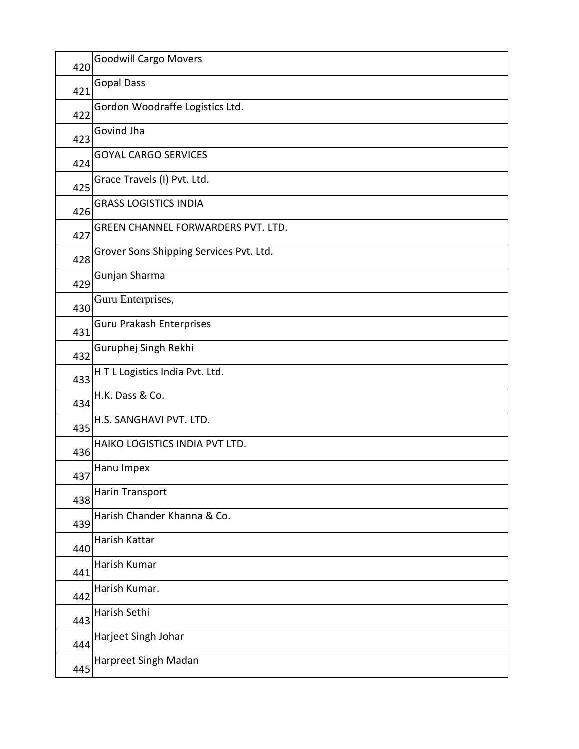| | |
|---|---|
| 420 | Goodwill Cargo Movers |
| 421 | Gopal Dass |
| 422 | Gordon Woodraffe Logistics Ltd. |
| 423 | Govind Jha |
| 424 | GOYAL CARGO SERVICES |
| 425 | Grace Travels (I) Pvt. Ltd. |
| 426 | GRASS LOGISTICS INDIA |
| 427 | GREEN CHANNEL FORWARDERS PVT. LTD. |
| 428 | Grover Sons Shipping Services Pvt. Ltd. |
| 429 | Gunjan Sharma |
| 430 | Guru Enterprises, |
| 431 | Guru Prakash Enterprises |
| 432 | Guruphej Singh Rekhi |
| 433 | H T L Logistics India Pvt. Ltd. |
| 434 | H.K. Dass & Co. |
| 435 | H.S. SANGHAVI PVT. LTD. |
| 436 | HAIKO LOGISTICS INDIA PVT LTD. |
| 437 | Hanu Impex |
| 438 | Harin Transport |
| 439 | Harish Chander Khanna & Co. |
| 440 | Harish Kattar |
| 441 | Harish Kumar |
| 442 | Harish Kumar. |
| 443 | Harish Sethi |
| 444 | Harjeet Singh Johar |
| 445 | Harpreet Singh Madan |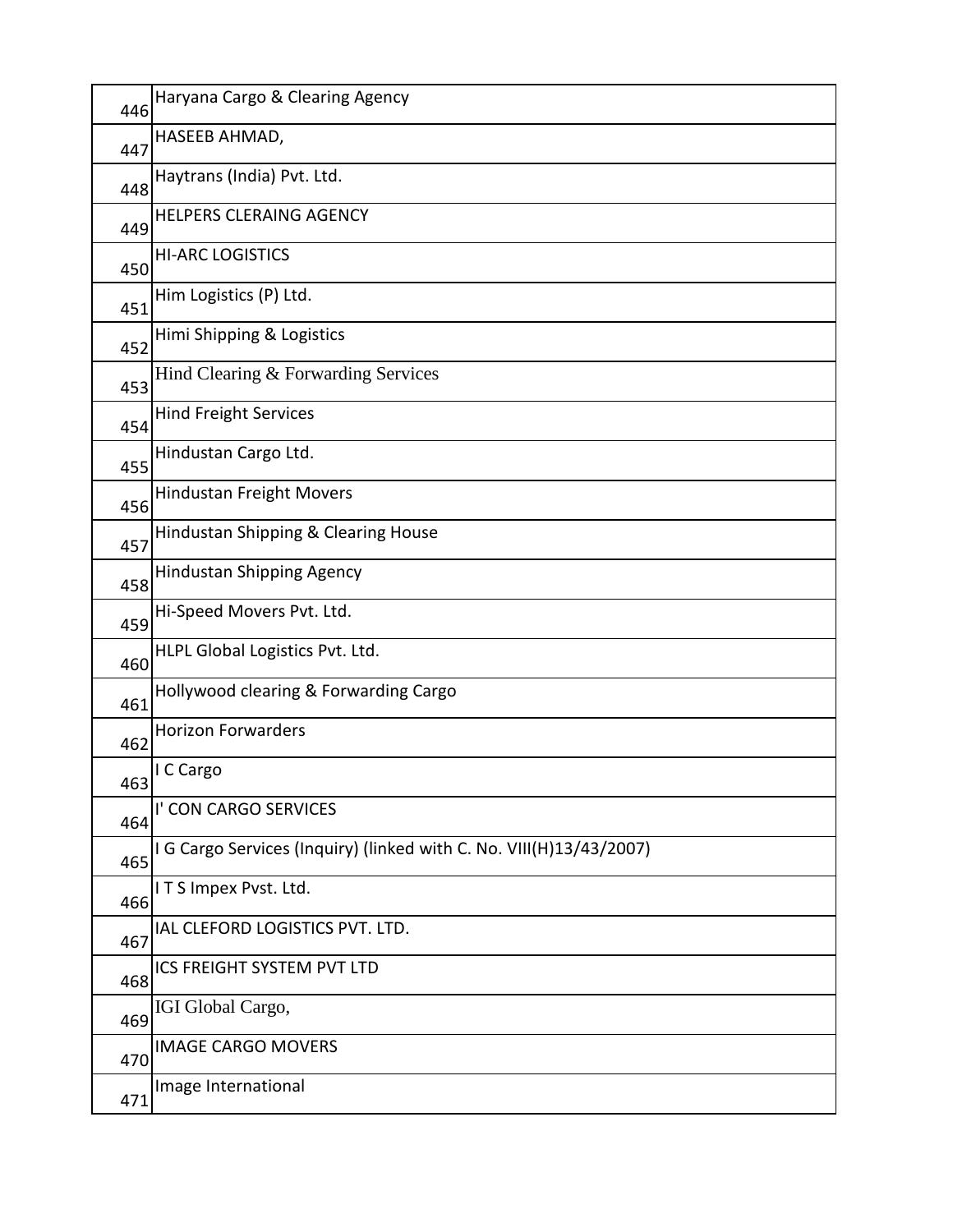| | |
|---|---|
| 446 | Haryana Cargo & Clearing Agency |
| 447 | HASEEB AHMAD, |
| 448 | Haytrans (India) Pvt. Ltd. |
| 449 | HELPERS CLERAING AGENCY |
| 450 | HI-ARC LOGISTICS |
| 451 | Him Logistics (P) Ltd. |
| 452 | Himi Shipping & Logistics |
| 453 | Hind Clearing & Forwarding Services |
| 454 | Hind Freight Services |
| 455 | Hindustan Cargo Ltd. |
| 456 | Hindustan Freight Movers |
| 457 | Hindustan Shipping & Clearing House |
| 458 | Hindustan Shipping Agency |
| 459 | Hi-Speed Movers Pvt. Ltd. |
| 460 | HLPL Global Logistics Pvt. Ltd. |
| 461 | Hollywood clearing & Forwarding Cargo |
| 462 | Horizon Forwarders |
| 463 | I C Cargo |
| 464 | I' CON CARGO SERVICES |
| 465 | I G Cargo Services (Inquiry) (linked with C. No. VIII(H)13/43/2007) |
| 466 | I T S Impex Pvst. Ltd. |
| 467 | IAL CLEFORD LOGISTICS PVT. LTD. |
| 468 | ICS FREIGHT SYSTEM PVT LTD |
| 469 | IGI Global Cargo, |
| 470 | IMAGE CARGO MOVERS |
| 471 | Image International |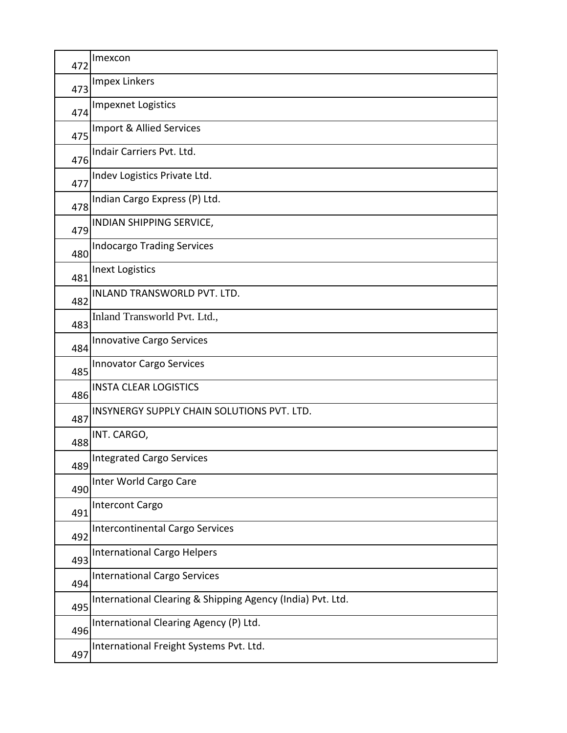| | |
|---|---|
| 472 | Imexcon |
| 473 | Impex Linkers |
| 474 | Impexnet Logistics |
| 475 | Import & Allied Services |
| 476 | Indair Carriers Pvt. Ltd. |
| 477 | Indev Logistics Private Ltd. |
| 478 | Indian Cargo Express (P) Ltd. |
| 479 | INDIAN SHIPPING SERVICE, |
| 480 | Indocargo Trading Services |
| 481 | Inext Logistics |
| 482 | INLAND TRANSWORLD PVT. LTD. |
| 483 | Inland Transworld Pvt. Ltd., |
| 484 | Innovative Cargo Services |
| 485 | Innovator Cargo Services |
| 486 | INSTA CLEAR LOGISTICS |
| 487 | INSYNERGY SUPPLY CHAIN SOLUTIONS PVT. LTD. |
| 488 | INT. CARGO, |
| 489 | Integrated Cargo Services |
| 490 | Inter World Cargo Care |
| 491 | Intercont Cargo |
| 492 | Intercontinental Cargo Services |
| 493 | International Cargo Helpers |
| 494 | International Cargo Services |
| 495 | International Clearing & Shipping Agency (India) Pvt. Ltd. |
| 496 | International Clearing Agency (P) Ltd. |
| 497 | International Freight Systems Pvt. Ltd. |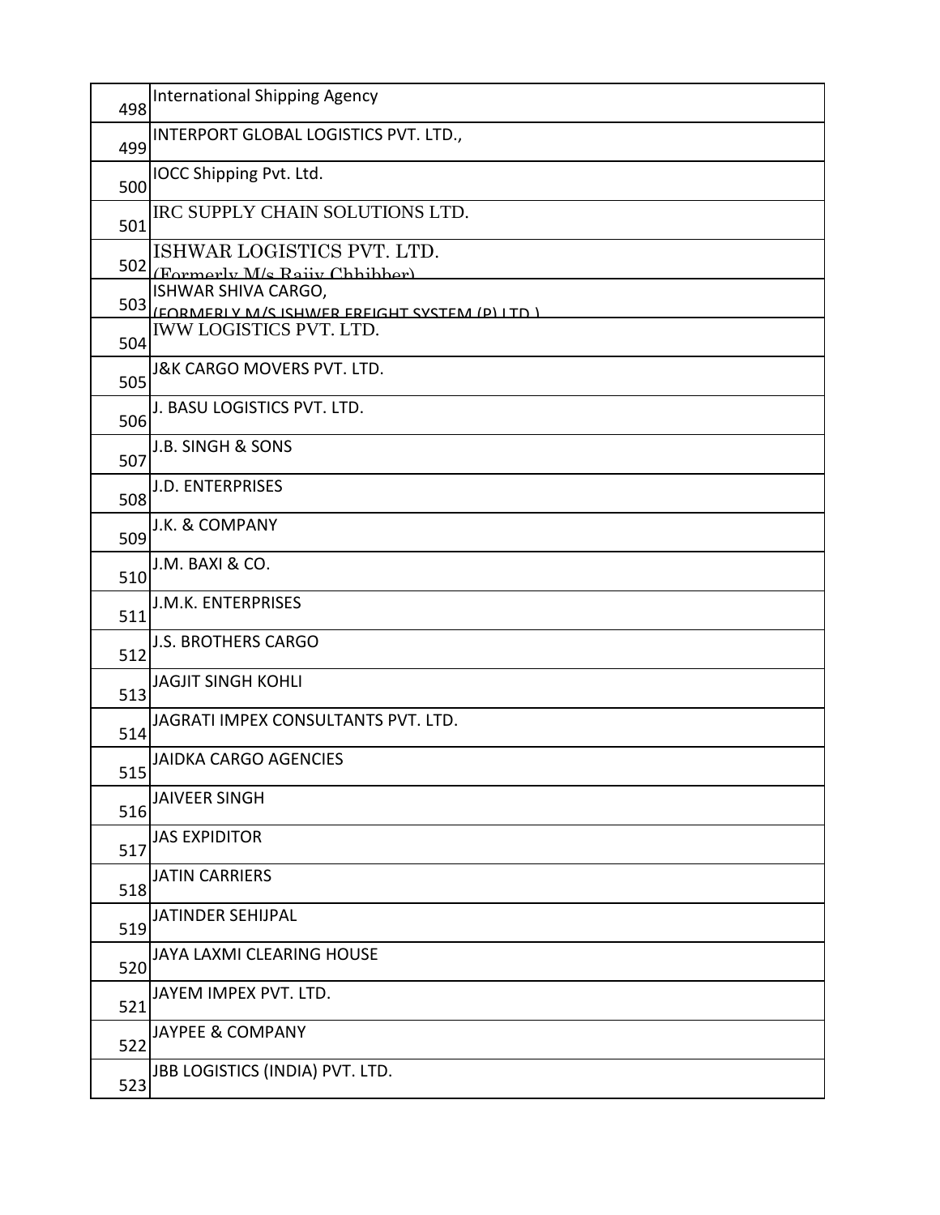| | |
|---|---|
| 498 | International Shipping Agency |
| 499 | INTERPORT GLOBAL LOGISTICS PVT. LTD., |
| 500 | IOCC Shipping Pvt. Ltd. |
| 501 | IRC SUPPLY CHAIN SOLUTIONS LTD. |
| 502 | ISHWAR LOGISTICS PVT. LTD. (Formerly M/s Rajiv Chhibber) |
| 503 | ISHWAR SHIVA CARGO, (FORMERLY M/S ISHWER FREIGHT SYSTEM (P) LTD.) |
| 504 | IWW LOGISTICS PVT. LTD. |
| 505 | J&K CARGO MOVERS PVT. LTD. |
| 506 | J. BASU LOGISTICS PVT. LTD. |
| 507 | J.B. SINGH & SONS |
| 508 | J.D. ENTERPRISES |
| 509 | J.K. & COMPANY |
| 510 | J.M. BAXI & CO. |
| 511 | J.M.K. ENTERPRISES |
| 512 | J.S. BROTHERS CARGO |
| 513 | JAGJIT SINGH KOHLI |
| 514 | JAGRATI IMPEX CONSULTANTS PVT. LTD. |
| 515 | JAIDKA CARGO AGENCIES |
| 516 | JAIVEER SINGH |
| 517 | JAS EXPIDITOR |
| 518 | JATIN CARRIERS |
| 519 | JATINDER SEHIJPAL |
| 520 | JAYA LAXMI CLEARING HOUSE |
| 521 | JAYEM IMPEX PVT. LTD. |
| 522 | JAYPEE & COMPANY |
| 523 | JBB LOGISTICS (INDIA) PVT. LTD. |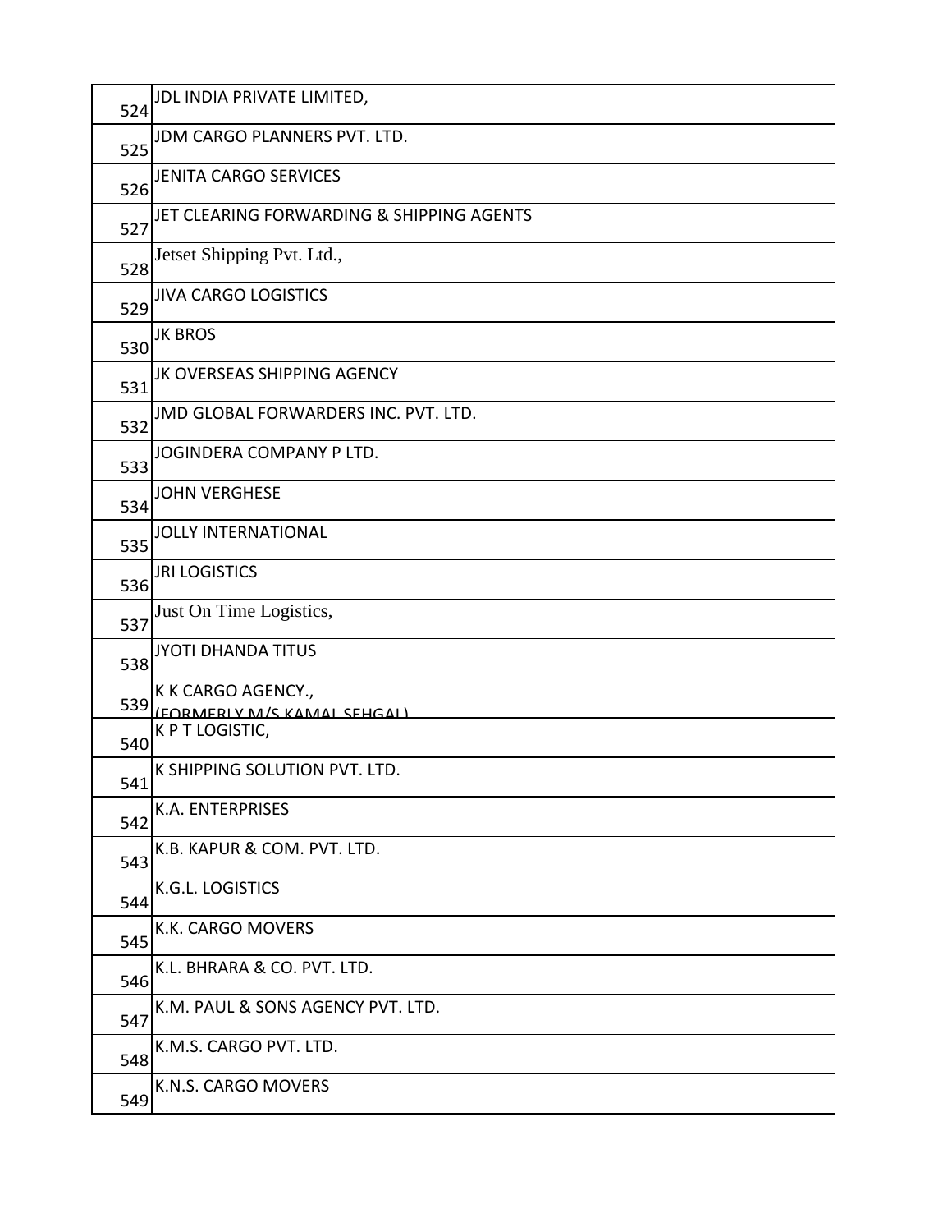| | |
|---|---|
| 524 | JDL INDIA PRIVATE LIMITED, |
| 525 | JDM CARGO PLANNERS PVT. LTD. |
| 526 | JENITA CARGO SERVICES |
| 527 | JET CLEARING FORWARDING & SHIPPING AGENTS |
| 528 | Jetset Shipping Pvt. Ltd., |
| 529 | JIVA CARGO LOGISTICS |
| 530 | JK BROS |
| 531 | JK OVERSEAS SHIPPING AGENCY |
| 532 | JMD GLOBAL FORWARDERS INC. PVT. LTD. |
| 533 | JOGINDERA COMPANY P LTD. |
| 534 | JOHN VERGHESE |
| 535 | JOLLY INTERNATIONAL |
| 536 | JRI LOGISTICS |
| 537 | Just On Time Logistics, |
| 538 | JYOTI DHANDA TITUS |
| 539 | K K CARGO AGENCY., (FORMERLY M/S KAMAL SEHGAL) |
| 540 | K P T LOGISTIC, |
| 541 | K SHIPPING SOLUTION PVT. LTD. |
| 542 | K.A. ENTERPRISES |
| 543 | K.B. KAPUR & COM. PVT. LTD. |
| 544 | K.G.L. LOGISTICS |
| 545 | K.K. CARGO MOVERS |
| 546 | K.L. BHRARA & CO. PVT. LTD. |
| 547 | K.M. PAUL & SONS AGENCY PVT. LTD. |
| 548 | K.M.S. CARGO PVT. LTD. |
| 549 | K.N.S. CARGO MOVERS |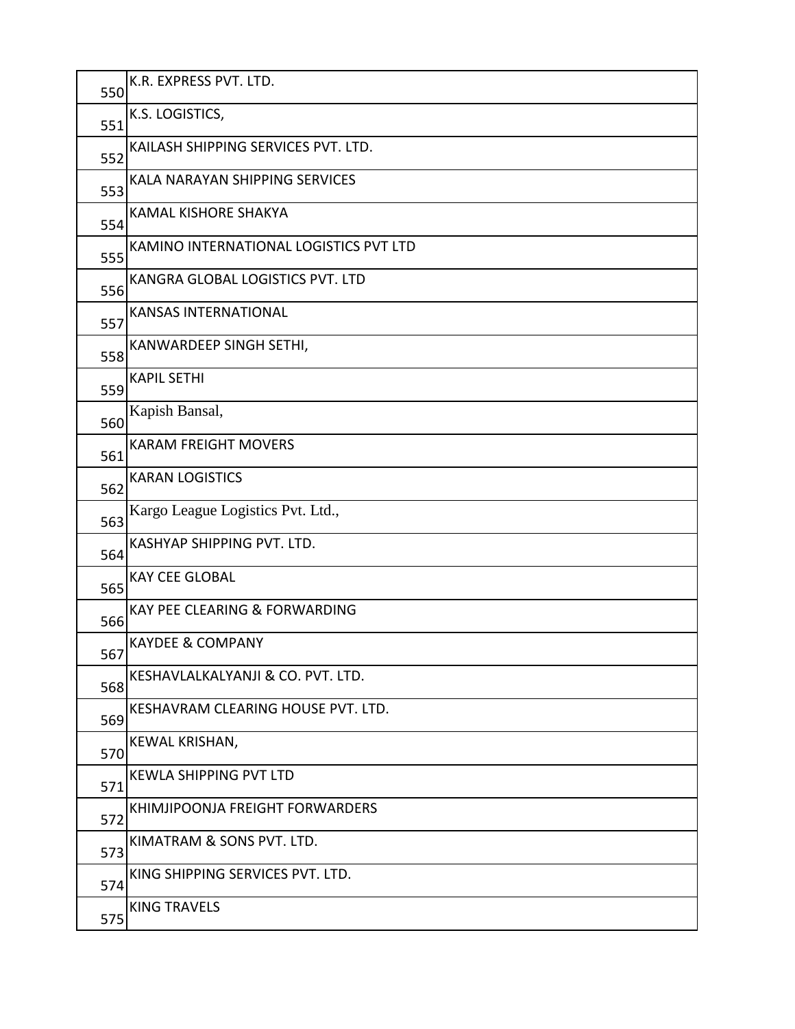| | |
|---|---|
| 550 | K.R. EXPRESS PVT. LTD. |
| 551 | K.S. LOGISTICS, |
| 552 | KAILASH SHIPPING SERVICES PVT. LTD. |
| 553 | KALA NARAYAN SHIPPING SERVICES |
| 554 | KAMAL KISHORE SHAKYA |
| 555 | KAMINO INTERNATIONAL LOGISTICS PVT LTD |
| 556 | KANGRA GLOBAL LOGISTICS PVT. LTD |
| 557 | KANSAS INTERNATIONAL |
| 558 | KANWARDEEP SINGH SETHI, |
| 559 | KAPIL SETHI |
| 560 | Kapish Bansal, |
| 561 | KARAM FREIGHT MOVERS |
| 562 | KARAN LOGISTICS |
| 563 | Kargo League Logistics Pvt. Ltd., |
| 564 | KASHYAP SHIPPING PVT. LTD. |
| 565 | KAY CEE GLOBAL |
| 566 | KAY PEE CLEARING & FORWARDING |
| 567 | KAYDEE & COMPANY |
| 568 | KESHAVLALKALYANJI & CO. PVT. LTD. |
| 569 | KESHAVRAM CLEARING HOUSE PVT. LTD. |
| 570 | KEWAL KRISHAN, |
| 571 | KEWLA SHIPPING PVT LTD |
| 572 | KHIMJIPOONJA FREIGHT FORWARDERS |
| 573 | KIMATRAM & SONS PVT. LTD. |
| 574 | KING SHIPPING SERVICES PVT. LTD. |
| 575 | KING TRAVELS |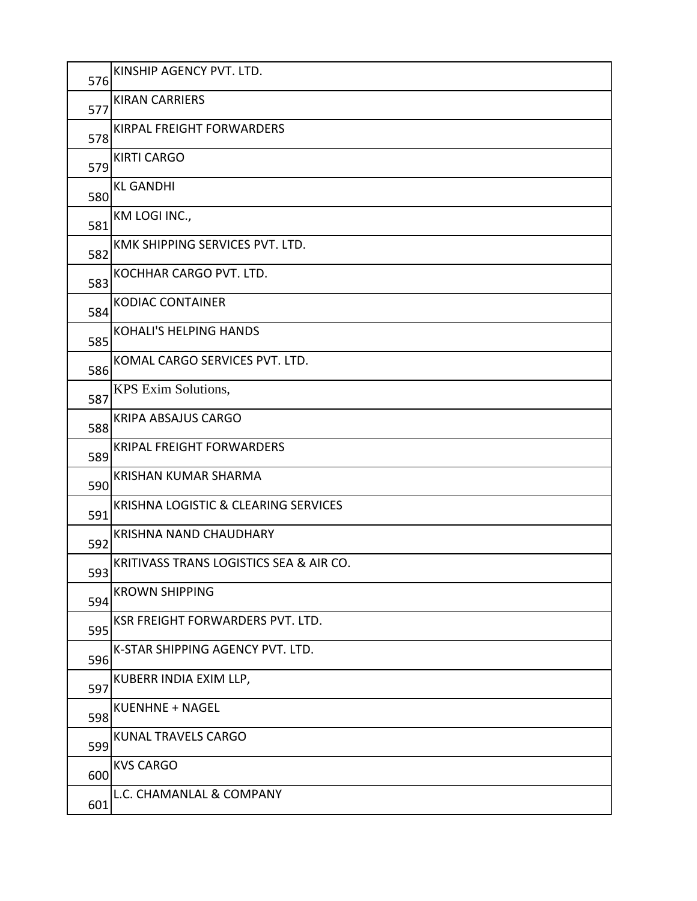| | |
|---|---|
| 576 | KINSHIP AGENCY PVT. LTD. |
| 577 | KIRAN CARRIERS |
| 578 | KIRPAL FREIGHT FORWARDERS |
| 579 | KIRTI CARGO |
| 580 | KL GANDHI |
| 581 | KM LOGI INC., |
| 582 | KMK SHIPPING SERVICES PVT. LTD. |
| 583 | KOCHHAR CARGO PVT. LTD. |
| 584 | KODIAC CONTAINER |
| 585 | KOHALI'S HELPING HANDS |
| 586 | KOMAL CARGO SERVICES PVT. LTD. |
| 587 | KPS Exim Solutions, |
| 588 | KRIPA ABSAJUS CARGO |
| 589 | KRIPAL FREIGHT FORWARDERS |
| 590 | KRISHAN KUMAR SHARMA |
| 591 | KRISHNA LOGISTIC & CLEARING SERVICES |
| 592 | KRISHNA NAND CHAUDHARY |
| 593 | KRITIVASS TRANS LOGISTICS SEA & AIR CO. |
| 594 | KROWN SHIPPING |
| 595 | KSR FREIGHT FORWARDERS PVT. LTD. |
| 596 | K-STAR SHIPPING AGENCY PVT. LTD. |
| 597 | KUBERR INDIA EXIM LLP, |
| 598 | KUENHNE + NAGEL |
| 599 | KUNAL TRAVELS CARGO |
| 600 | KVS CARGO |
| 601 | L.C. CHAMANLAL & COMPANY |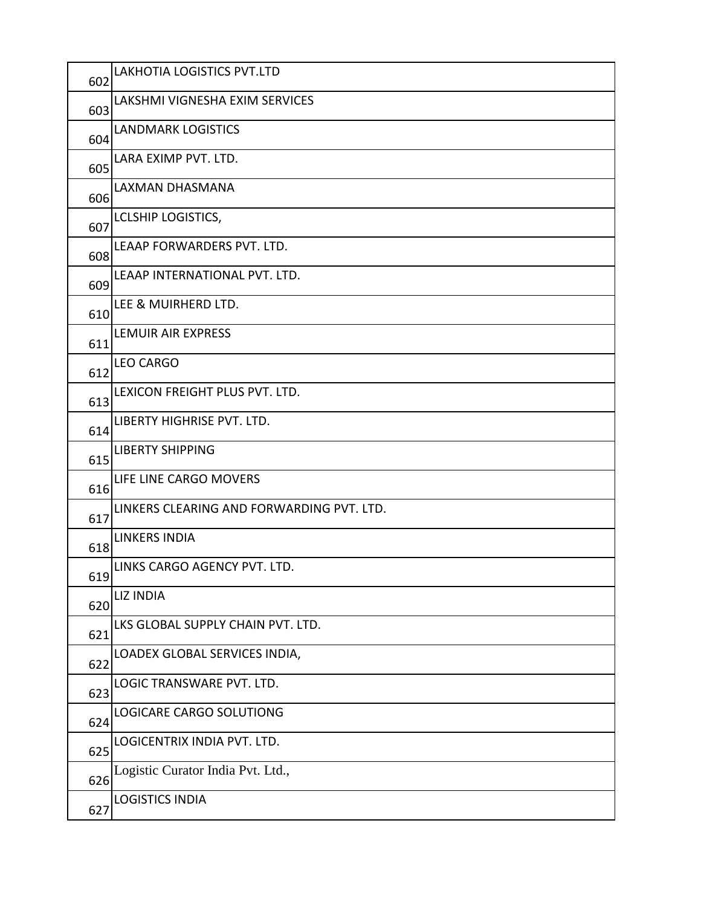| | |
|---|---|
| 602 | LAKHOTIA LOGISTICS PVT.LTD |
| 603 | LAKSHMI VIGNESHA EXIM SERVICES |
| 604 | LANDMARK LOGISTICS |
| 605 | LARA EXIMP PVT. LTD. |
| 606 | LAXMAN DHASMANA |
| 607 | LCLSHIP LOGISTICS, |
| 608 | LEAAP FORWARDERS PVT. LTD. |
| 609 | LEAAP INTERNATIONAL PVT. LTD. |
| 610 | LEE & MUIRHERD LTD. |
| 611 | LEMUIR AIR EXPRESS |
| 612 | LEO CARGO |
| 613 | LEXICON FREIGHT PLUS PVT. LTD. |
| 614 | LIBERTY HIGHRISE PVT. LTD. |
| 615 | LIBERTY SHIPPING |
| 616 | LIFE LINE CARGO MOVERS |
| 617 | LINKERS CLEARING AND FORWARDING PVT. LTD. |
| 618 | LINKERS INDIA |
| 619 | LINKS CARGO AGENCY PVT. LTD. |
| 620 | LIZ INDIA |
| 621 | LKS GLOBAL SUPPLY CHAIN PVT. LTD. |
| 622 | LOADEX GLOBAL SERVICES INDIA, |
| 623 | LOGIC TRANSWARE PVT. LTD. |
| 624 | LOGICARE CARGO SOLUTIONG |
| 625 | LOGICENTRIX INDIA PVT. LTD. |
| 626 | Logistic Curator India Pvt. Ltd., |
| 627 | LOGISTICS INDIA |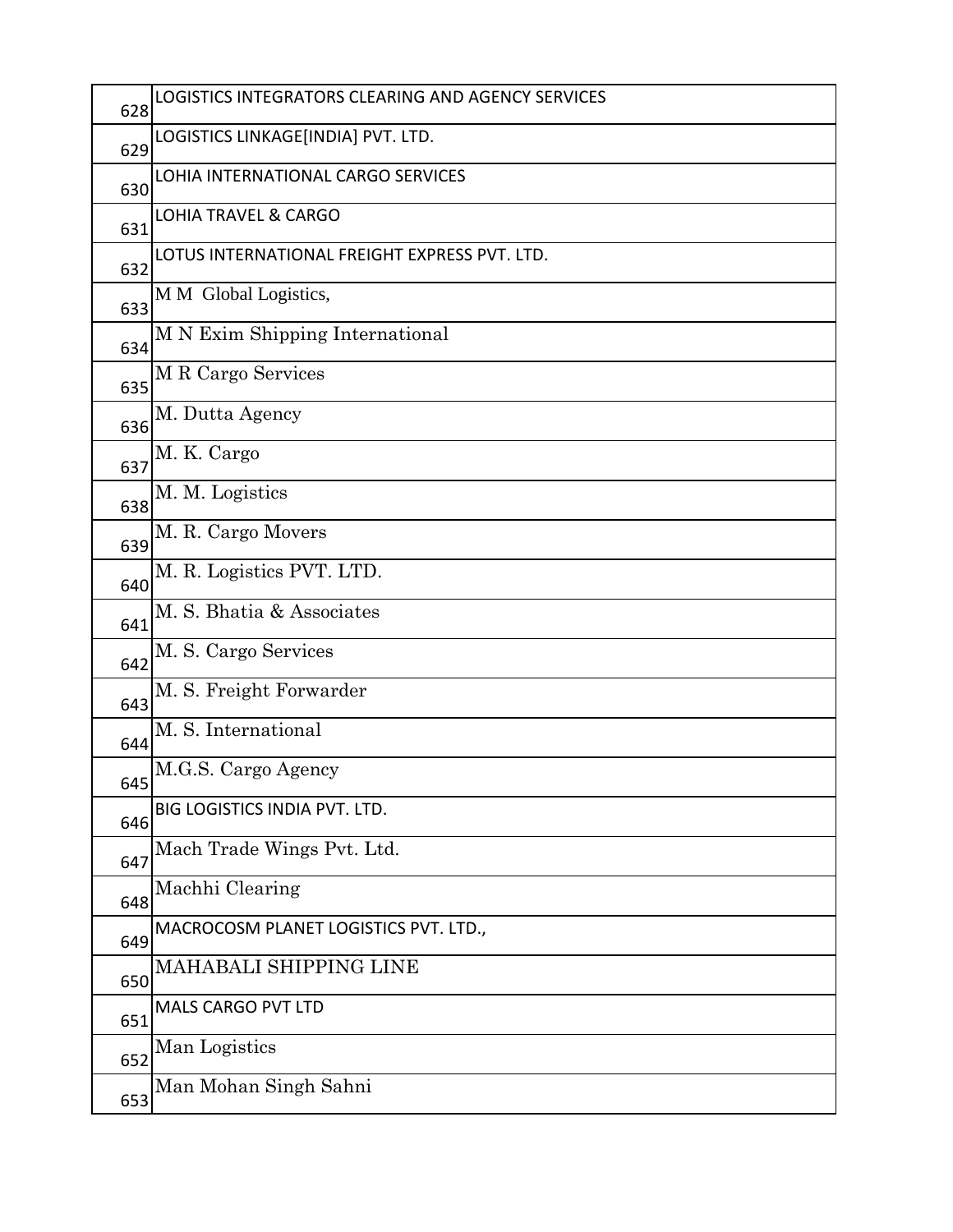| | |
|---|---|
| 628 | LOGISTICS INTEGRATORS CLEARING AND AGENCY SERVICES |
| 629 | LOGISTICS LINKAGE[INDIA] PVT. LTD. |
| 630 | LOHIA INTERNATIONAL CARGO SERVICES |
| 631 | LOHIA TRAVEL & CARGO |
| 632 | LOTUS INTERNATIONAL FREIGHT EXPRESS PVT. LTD. |
| 633 | M M Global Logistics, |
| 634 | M N Exim Shipping International |
| 635 | M R Cargo Services |
| 636 | M. Dutta Agency |
| 637 | M. K. Cargo |
| 638 | M. M. Logistics |
| 639 | M. R. Cargo Movers |
| 640 | M. R. Logistics PVT. LTD. |
| 641 | M. S. Bhatia & Associates |
| 642 | M. S. Cargo Services |
| 643 | M. S. Freight Forwarder |
| 644 | M. S. International |
| 645 | M.G.S. Cargo Agency |
| 646 | BIG LOGISTICS INDIA PVT. LTD. |
| 647 | Mach Trade Wings Pvt. Ltd. |
| 648 | Machhi Clearing |
| 649 | MACROCOSM PLANET LOGISTICS PVT. LTD., |
| 650 | MAHABALI SHIPPING LINE |
| 651 | MALS CARGO PVT LTD |
| 652 | Man Logistics |
| 653 | Man Mohan Singh Sahni |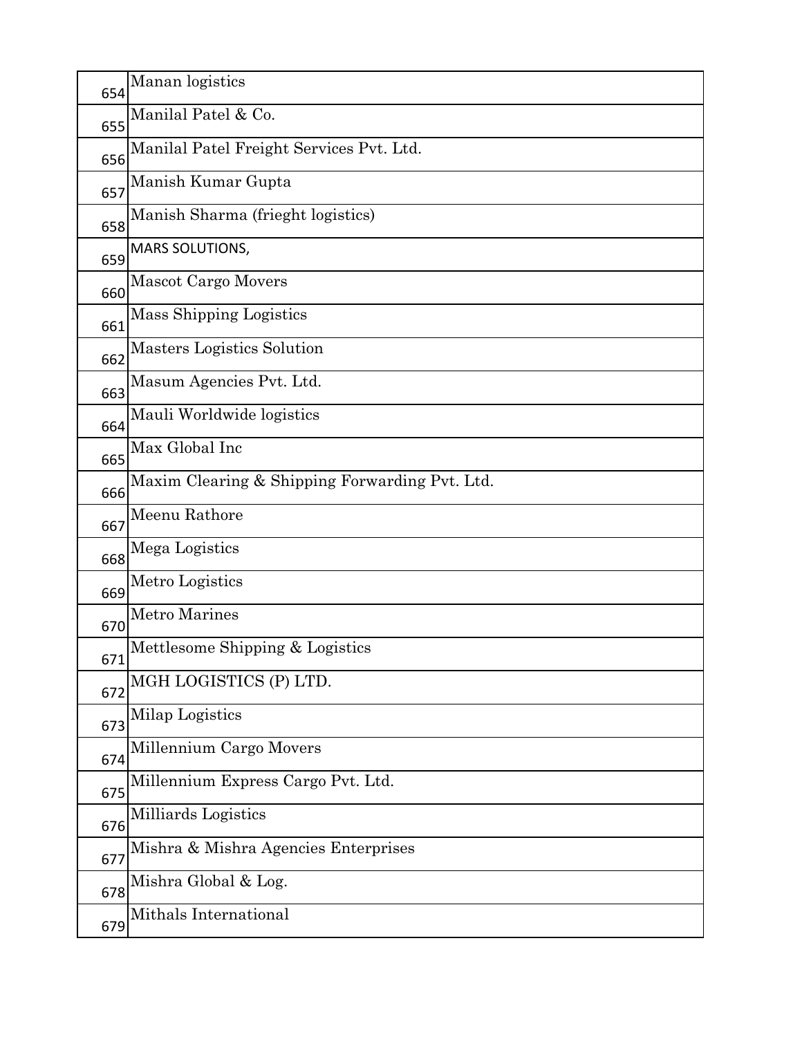| | |
|---|---|
| 654 | Manan logistics |
| 655 | Manilal Patel & Co. |
| 656 | Manilal Patel Freight Services Pvt. Ltd. |
| 657 | Manish Kumar Gupta |
| 658 | Manish Sharma (frieght logistics) |
| 659 | MARS SOLUTIONS, |
| 660 | Mascot Cargo Movers |
| 661 | Mass Shipping Logistics |
| 662 | Masters Logistics Solution |
| 663 | Masum Agencies Pvt. Ltd. |
| 664 | Mauli Worldwide logistics |
| 665 | Max Global Inc |
| 666 | Maxim Clearing & Shipping Forwarding Pvt. Ltd. |
| 667 | Meenu Rathore |
| 668 | Mega Logistics |
| 669 | Metro Logistics |
| 670 | Metro Marines |
| 671 | Mettlesome Shipping & Logistics |
| 672 | MGH LOGISTICS (P) LTD. |
| 673 | Milap Logistics |
| 674 | Millennium Cargo Movers |
| 675 | Millennium Express Cargo Pvt. Ltd. |
| 676 | Milliards Logistics |
| 677 | Mishra & Mishra Agencies Enterprises |
| 678 | Mishra Global & Log. |
| 679 | Mithals International |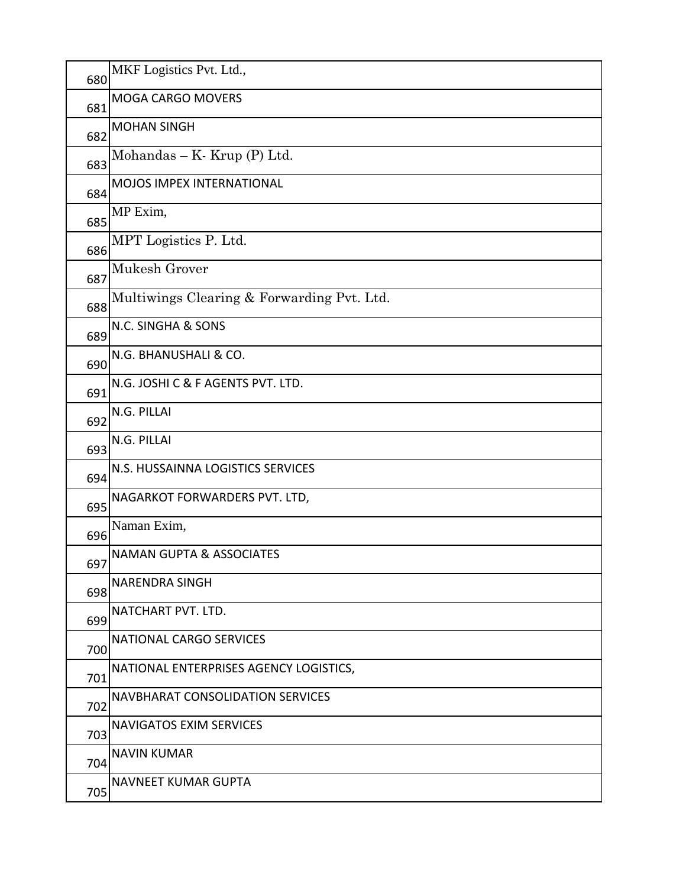| | |
|---|---|
| 680 | MKF Logistics Pvt. Ltd., |
| 681 | MOGA CARGO MOVERS |
| 682 | MOHAN SINGH |
| 683 | Mohandas – K- Krup (P) Ltd. |
| 684 | MOJOS IMPEX INTERNATIONAL |
| 685 | MP Exim, |
| 686 | MPT Logistics P. Ltd. |
| 687 | Mukesh Grover |
| 688 | Multiwings Clearing & Forwarding Pvt. Ltd. |
| 689 | N.C. SINGHA & SONS |
| 690 | N.G. BHANUSHALI & CO. |
| 691 | N.G. JOSHI C & F AGENTS PVT. LTD. |
| 692 | N.G. PILLAI |
| 693 | N.G. PILLAI |
| 694 | N.S. HUSSAINNA LOGISTICS SERVICES |
| 695 | NAGARKOT FORWARDERS PVT. LTD, |
| 696 | Naman Exim, |
| 697 | NAMAN GUPTA & ASSOCIATES |
| 698 | NARENDRA SINGH |
| 699 | NATCHART PVT. LTD. |
| 700 | NATIONAL CARGO SERVICES |
| 701 | NATIONAL ENTERPRISES AGENCY LOGISTICS, |
| 702 | NAVBHARAT CONSOLIDATION SERVICES |
| 703 | NAVIGATOS EXIM SERVICES |
| 704 | NAVIN KUMAR |
| 705 | NAVNEET KUMAR GUPTA |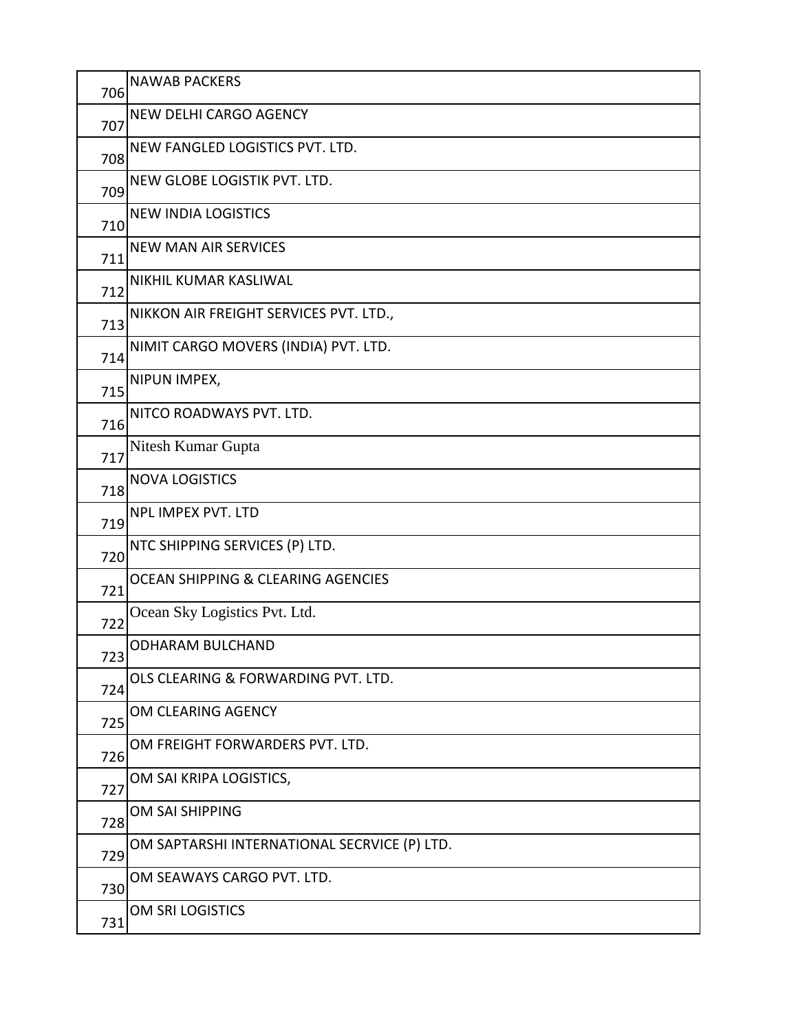| | |
|---|---|
| 706 | NAWAB PACKERS |
| 707 | NEW DELHI CARGO AGENCY |
| 708 | NEW FANGLED LOGISTICS PVT. LTD. |
| 709 | NEW GLOBE LOGISTIK PVT. LTD. |
| 710 | NEW INDIA LOGISTICS |
| 711 | NEW MAN AIR SERVICES |
| 712 | NIKHIL KUMAR KASLIWAL |
| 713 | NIKKON AIR FREIGHT SERVICES PVT. LTD., |
| 714 | NIMIT CARGO MOVERS (INDIA) PVT. LTD. |
| 715 | NIPUN IMPEX, |
| 716 | NITCO ROADWAYS PVT. LTD. |
| 717 | Nitesh Kumar Gupta |
| 718 | NOVA LOGISTICS |
| 719 | NPL IMPEX PVT. LTD |
| 720 | NTC SHIPPING SERVICES (P) LTD. |
| 721 | OCEAN SHIPPING & CLEARING AGENCIES |
| 722 | Ocean Sky Logistics Pvt. Ltd. |
| 723 | ODHARAM BULCHAND |
| 724 | OLS CLEARING & FORWARDING PVT. LTD. |
| 725 | OM CLEARING AGENCY |
| 726 | OM FREIGHT FORWARDERS PVT. LTD. |
| 727 | OM SAI KRIPA LOGISTICS, |
| 728 | OM SAI SHIPPING |
| 729 | OM SAPTARSHI INTERNATIONAL SECRVICE (P) LTD. |
| 730 | OM SEAWAYS CARGO PVT. LTD. |
| 731 | OM SRI LOGISTICS |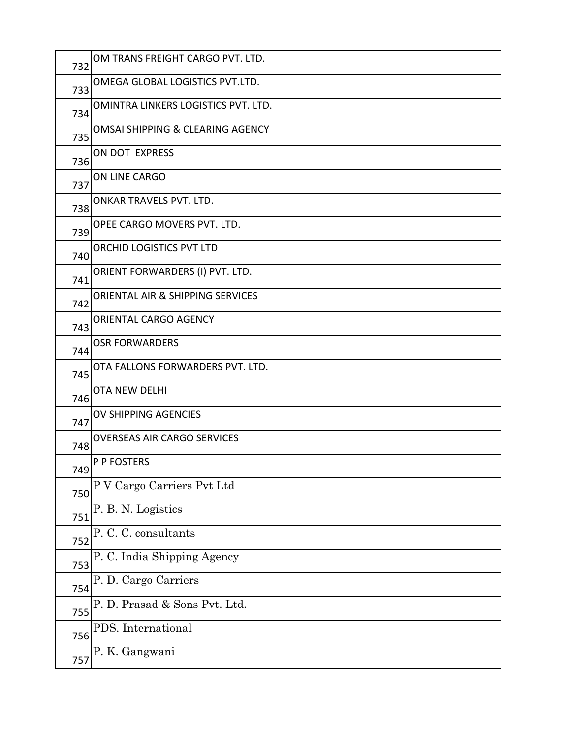| | |
|---|---|
| 732 | OM TRANS FREIGHT CARGO PVT. LTD. |
| 733 | OMEGA GLOBAL LOGISTICS PVT.LTD. |
| 734 | OMINTRA LINKERS LOGISTICS PVT. LTD. |
| 735 | OMSAI SHIPPING & CLEARING AGENCY |
| 736 | ON DOT EXPRESS |
| 737 | ON LINE CARGO |
| 738 | ONKAR TRAVELS PVT. LTD. |
| 739 | OPEE CARGO MOVERS PVT. LTD. |
| 740 | ORCHID LOGISTICS PVT LTD |
| 741 | ORIENT FORWARDERS (I) PVT. LTD. |
| 742 | ORIENTAL AIR & SHIPPING SERVICES |
| 743 | ORIENTAL CARGO AGENCY |
| 744 | OSR FORWARDERS |
| 745 | OTA FALLONS FORWARDERS PVT. LTD. |
| 746 | OTA NEW DELHI |
| 747 | OV SHIPPING AGENCIES |
| 748 | OVERSEAS AIR CARGO SERVICES |
| 749 | P P FOSTERS |
| 750 | P V Cargo Carriers Pvt Ltd |
| 751 | P. B. N. Logistics |
| 752 | P. C. C. consultants |
| 753 | P. C. India Shipping Agency |
| 754 | P. D. Cargo Carriers |
| 755 | P. D. Prasad & Sons Pvt. Ltd. |
| 756 | PDS. International |
| 757 | P. K. Gangwani |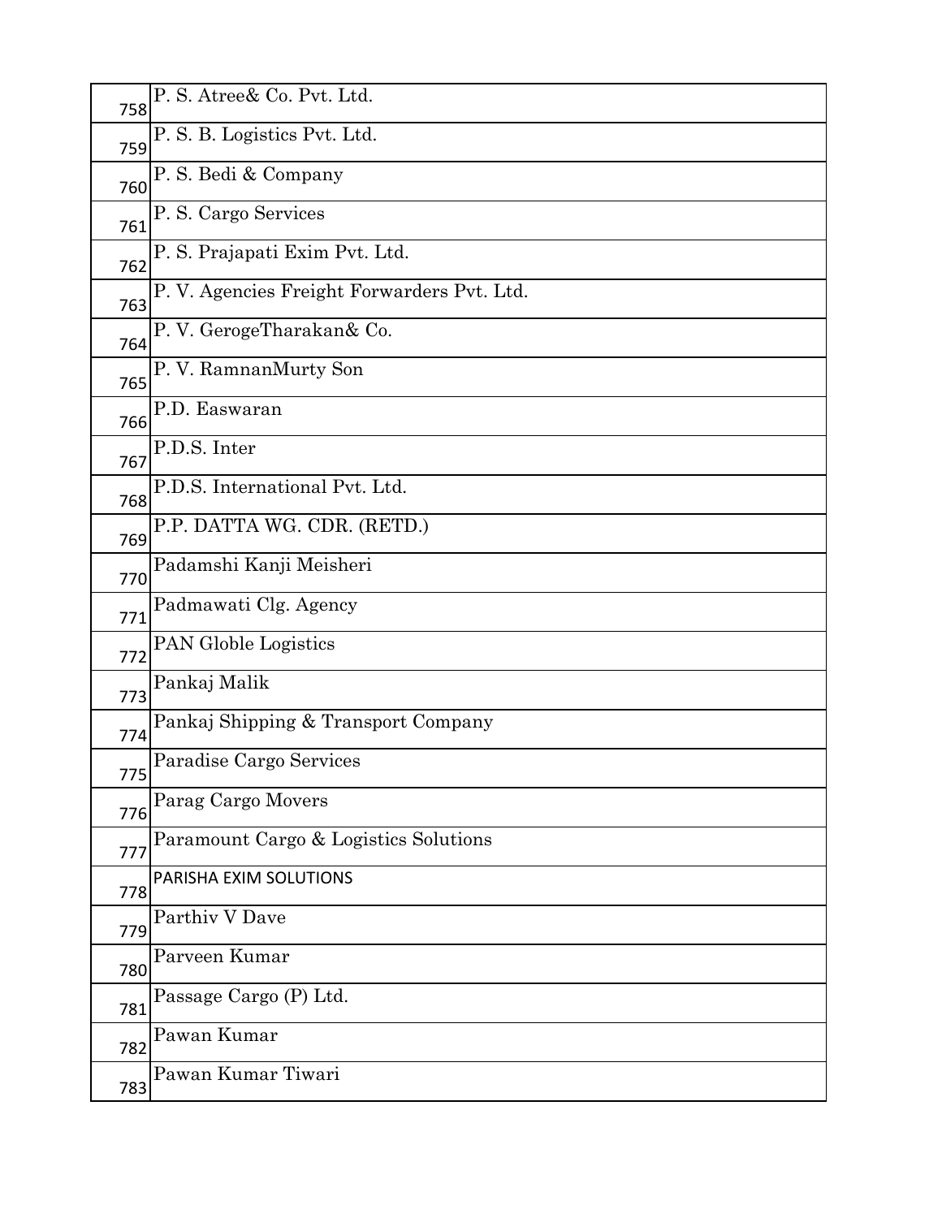| | |
|---|---|
| 758 | P. S. Atree& Co. Pvt. Ltd. |
| 759 | P. S. B. Logistics Pvt. Ltd. |
| 760 | P. S. Bedi & Company |
| 761 | P. S. Cargo Services |
| 762 | P. S. Prajapati Exim Pvt. Ltd. |
| 763 | P. V. Agencies Freight Forwarders Pvt. Ltd. |
| 764 | P. V. GerogeTharakan& Co. |
| 765 | P. V. RamnanMurty Son |
| 766 | P.D. Easwaran |
| 767 | P.D.S. Inter |
| 768 | P.D.S. International Pvt. Ltd. |
| 769 | P.P. DATTA WG. CDR. (RETD.) |
| 770 | Padamshi Kanji Meisheri |
| 771 | Padmawati Clg. Agency |
| 772 | PAN Globle Logistics |
| 773 | Pankaj Malik |
| 774 | Pankaj Shipping & Transport Company |
| 775 | Paradise Cargo Services |
| 776 | Parag Cargo Movers |
| 777 | Paramount Cargo & Logistics Solutions |
| 778 | PARISHA EXIM SOLUTIONS |
| 779 | Parthiv V Dave |
| 780 | Parveen Kumar |
| 781 | Passage Cargo (P) Ltd. |
| 782 | Pawan Kumar |
| 783 | Pawan Kumar Tiwari |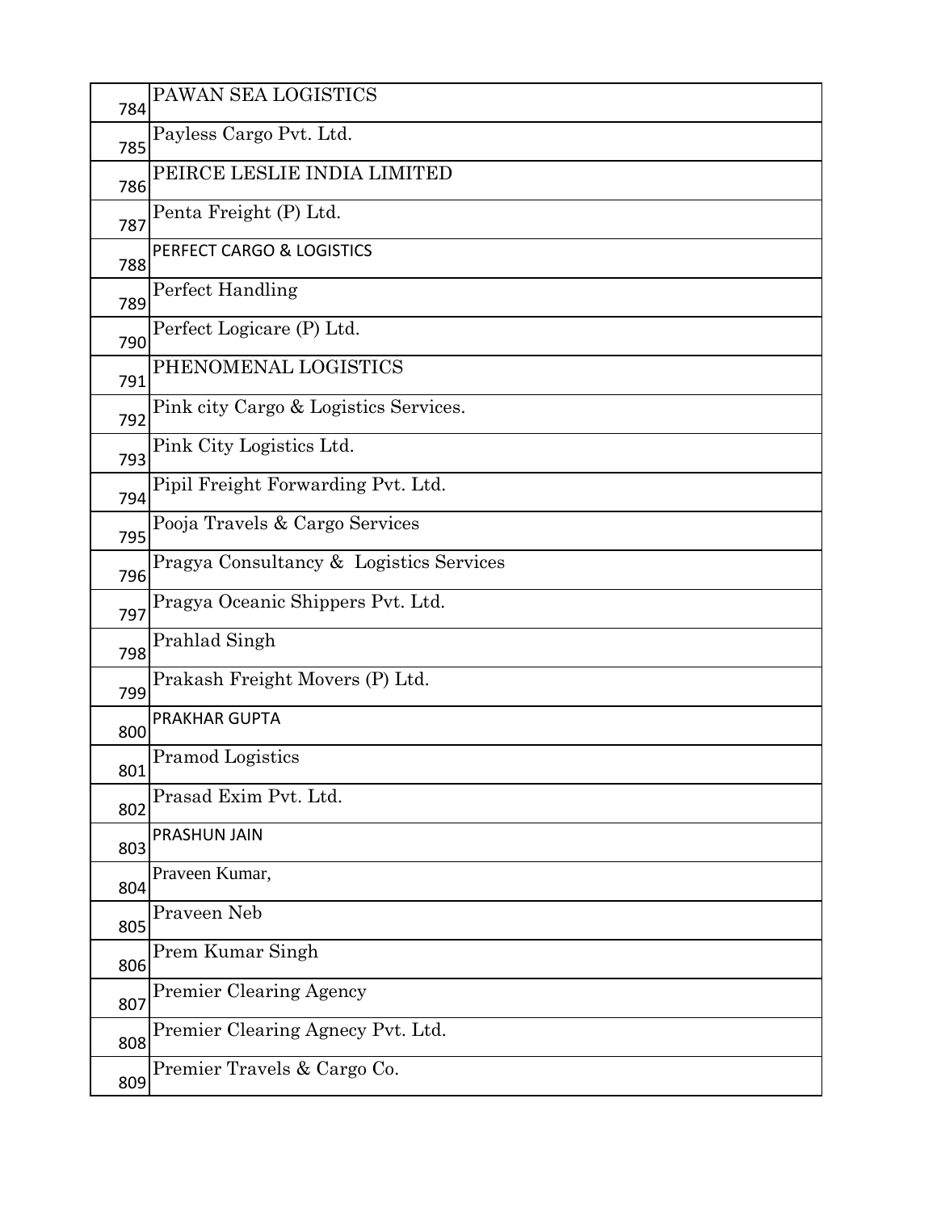| | |
|---|---|
| 784 | PAWAN SEA LOGISTICS |
| 785 | Payless Cargo Pvt. Ltd. |
| 786 | PEIRCE LESLIE INDIA LIMITED |
| 787 | Penta Freight (P) Ltd. |
| 788 | PERFECT CARGO & LOGISTICS |
| 789 | Perfect Handling |
| 790 | Perfect Logicare (P) Ltd. |
| 791 | PHENOMENAL LOGISTICS |
| 792 | Pink city Cargo & Logistics Services. |
| 793 | Pink City Logistics Ltd. |
| 794 | Pipil Freight Forwarding Pvt. Ltd. |
| 795 | Pooja Travels & Cargo Services |
| 796 | Pragya Consultancy & Logistics Services |
| 797 | Pragya Oceanic Shippers Pvt. Ltd. |
| 798 | Prahlad Singh |
| 799 | Prakash Freight Movers (P) Ltd. |
| 800 | PRAKHAR GUPTA |
| 801 | Pramod Logistics |
| 802 | Prasad Exim Pvt. Ltd. |
| 803 | PRASHUN JAIN |
| 804 | Praveen Kumar, |
| 805 | Praveen Neb |
| 806 | Prem Kumar Singh |
| 807 | Premier Clearing Agency |
| 808 | Premier Clearing Agnecy Pvt. Ltd. |
| 809 | Premier Travels & Cargo Co. |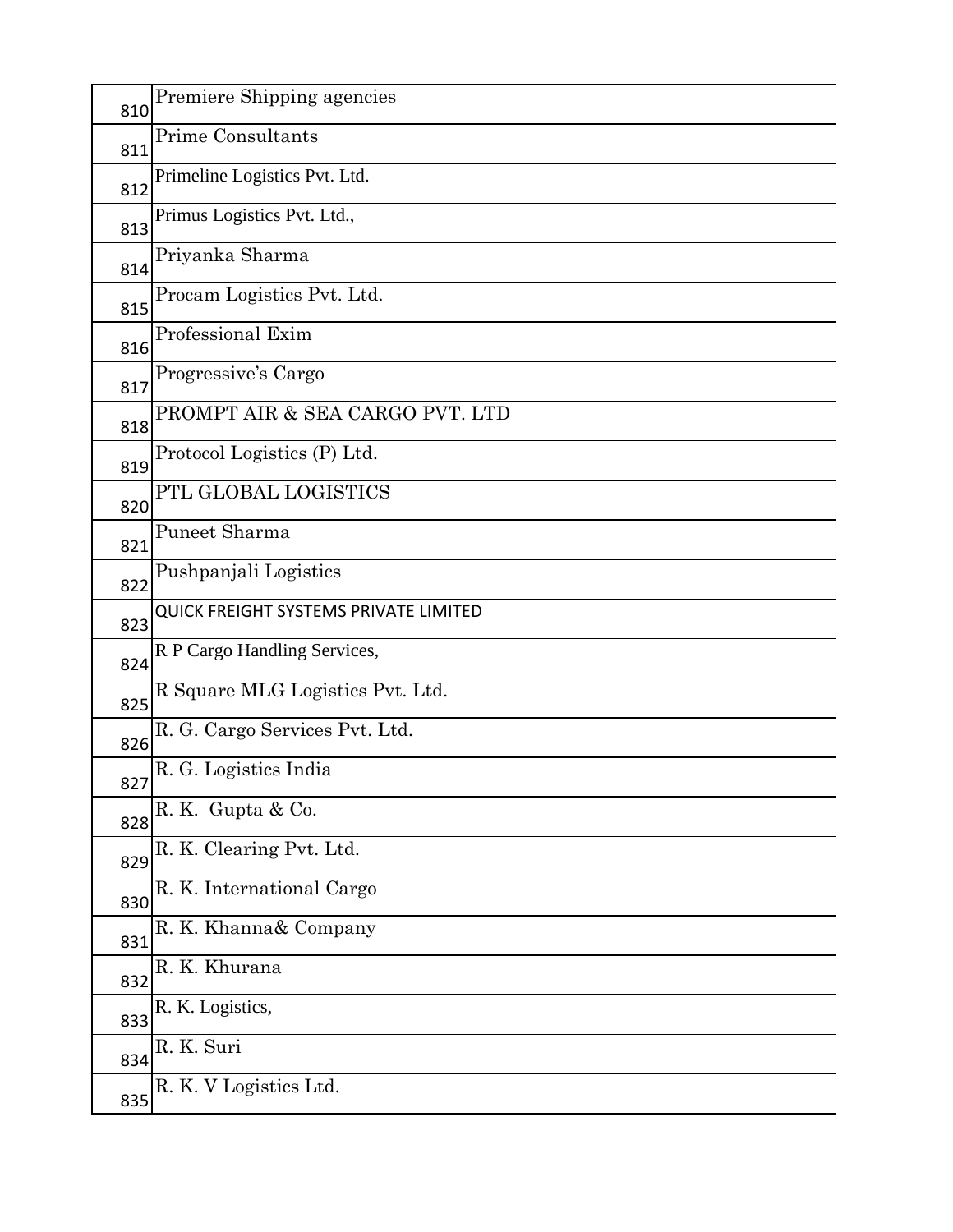| | |
|---|---|
| 810 | Premiere Shipping agencies |
| 811 | Prime Consultants |
| 812 | Primeline Logistics Pvt. Ltd. |
| 813 | Primus Logistics Pvt. Ltd., |
| 814 | Priyanka Sharma |
| 815 | Procam Logistics Pvt. Ltd. |
| 816 | Professional Exim |
| 817 | Progressive's Cargo |
| 818 | PROMPT AIR & SEA CARGO PVT. LTD |
| 819 | Protocol Logistics (P) Ltd. |
| 820 | PTL GLOBAL LOGISTICS |
| 821 | Puneet Sharma |
| 822 | Pushpanjali Logistics |
| 823 | QUICK FREIGHT SYSTEMS PRIVATE LIMITED |
| 824 | R P Cargo Handling Services, |
| 825 | R Square MLG Logistics Pvt. Ltd. |
| 826 | R. G. Cargo Services Pvt. Ltd. |
| 827 | R. G. Logistics India |
| 828 | R. K. Gupta & Co. |
| 829 | R. K. Clearing Pvt. Ltd. |
| 830 | R. K. International Cargo |
| 831 | R. K. Khanna& Company |
| 832 | R. K. Khurana |
| 833 | R. K. Logistics, |
| 834 | R. K. Suri |
| 835 | R. K. V Logistics Ltd. |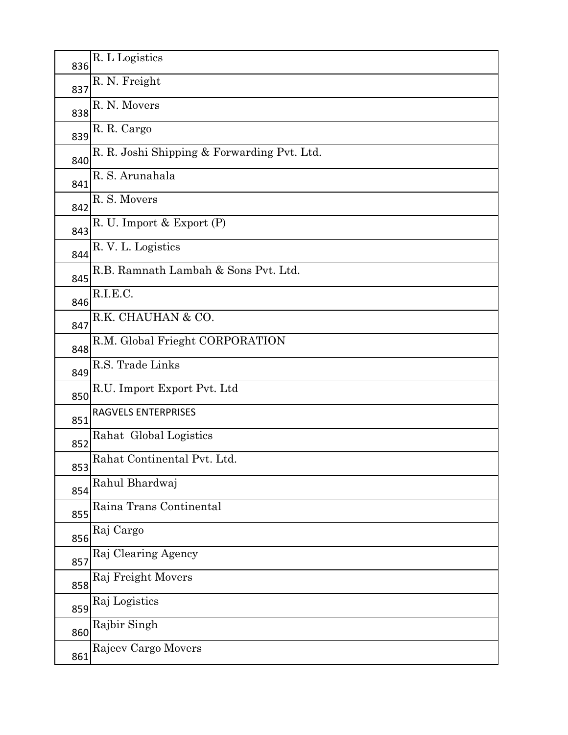| | |
|---|---|
| 836 | R. L Logistics |
| 837 | R. N. Freight |
| 838 | R. N. Movers |
| 839 | R. R. Cargo |
| 840 | R. R. Joshi Shipping & Forwarding Pvt. Ltd. |
| 841 | R. S. Arunahala |
| 842 | R. S. Movers |
| 843 | R. U. Import & Export (P) |
| 844 | R. V. L. Logistics |
| 845 | R.B. Ramnath Lambah & Sons Pvt. Ltd. |
| 846 | R.I.E.C. |
| 847 | R.K. CHAUHAN & CO. |
| 848 | R.M. Global Frieght CORPORATION |
| 849 | R.S. Trade Links |
| 850 | R.U. Import Export Pvt. Ltd |
| 851 | RAGVELS ENTERPRISES |
| 852 | Rahat  Global Logistics |
| 853 | Rahat Continental Pvt. Ltd. |
| 854 | Rahul Bhardwaj |
| 855 | Raina Trans Continental |
| 856 | Raj Cargo |
| 857 | Raj Clearing Agency |
| 858 | Raj Freight Movers |
| 859 | Raj Logistics |
| 860 | Rajbir Singh |
| 861 | Rajeev Cargo Movers |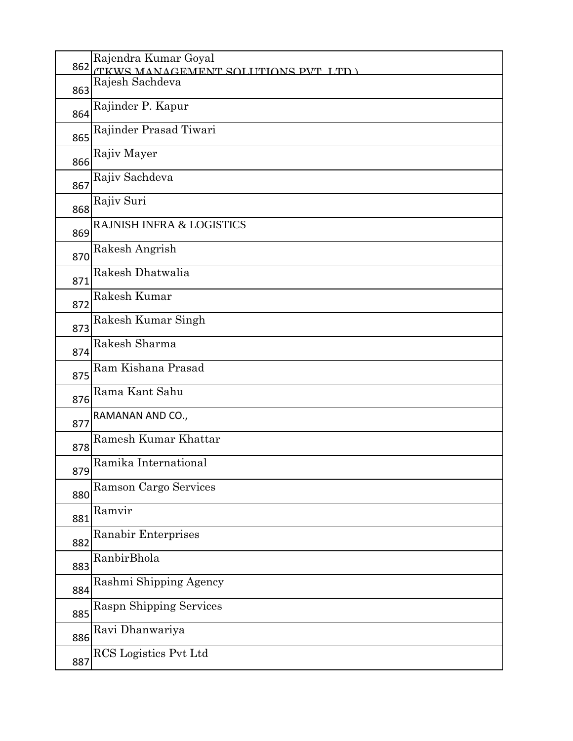| | |
|---|---|
| 862 | Rajendra Kumar Goyal (TKWS MANAGEMENT SOLUTIONS PVT. LTD.) |
| 863 | Rajesh Sachdeva |
| 864 | Rajinder P. Kapur |
| 865 | Rajinder Prasad Tiwari |
| 866 | Rajiv Mayer |
| 867 | Rajiv Sachdeva |
| 868 | Rajiv Suri |
| 869 | RAJNISH INFRA & LOGISTICS |
| 870 | Rakesh Angrish |
| 871 | Rakesh Dhatwalia |
| 872 | Rakesh Kumar |
| 873 | Rakesh Kumar Singh |
| 874 | Rakesh Sharma |
| 875 | Ram Kishana Prasad |
| 876 | Rama Kant Sahu |
| 877 | RAMANAN AND CO., |
| 878 | Ramesh Kumar Khattar |
| 879 | Ramika International |
| 880 | Ramson Cargo Services |
| 881 | Ramvir |
| 882 | Ranabir Enterprises |
| 883 | RanbirBhola |
| 884 | Rashmi Shipping Agency |
| 885 | Raspn Shipping Services |
| 886 | Ravi Dhanwariya |
| 887 | RCS Logistics Pvt Ltd |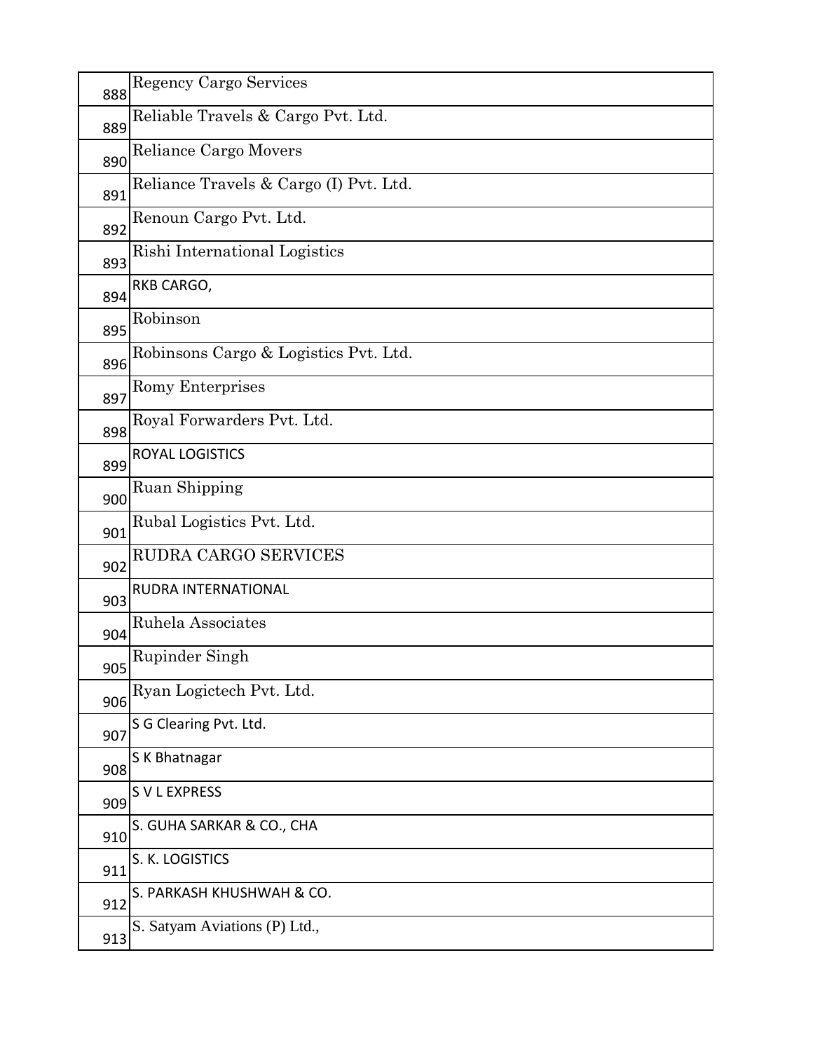| | |
|---|---|
| 888 | Regency Cargo Services |
| 889 | Reliable Travels & Cargo Pvt. Ltd. |
| 890 | Reliance Cargo Movers |
| 891 | Reliance Travels & Cargo (I) Pvt. Ltd. |
| 892 | Renoun Cargo Pvt. Ltd. |
| 893 | Rishi International Logistics |
| 894 | RKB CARGO, |
| 895 | Robinson |
| 896 | Robinsons Cargo & Logistics Pvt. Ltd. |
| 897 | Romy Enterprises |
| 898 | Royal Forwarders Pvt. Ltd. |
| 899 | ROYAL LOGISTICS |
| 900 | Ruan Shipping |
| 901 | Rubal Logistics Pvt. Ltd. |
| 902 | RUDRA CARGO SERVICES |
| 903 | RUDRA INTERNATIONAL |
| 904 | Ruhela Associates |
| 905 | Rupinder Singh |
| 906 | Ryan Logictech Pvt. Ltd. |
| 907 | S G Clearing Pvt. Ltd. |
| 908 | S K Bhatnagar |
| 909 | S V L EXPRESS |
| 910 | S. GUHA SARKAR & CO., CHA |
| 911 | S. K. LOGISTICS |
| 912 | S. PARKASH KHUSHWAH & CO. |
| 913 | S. Satyam Aviations (P) Ltd., |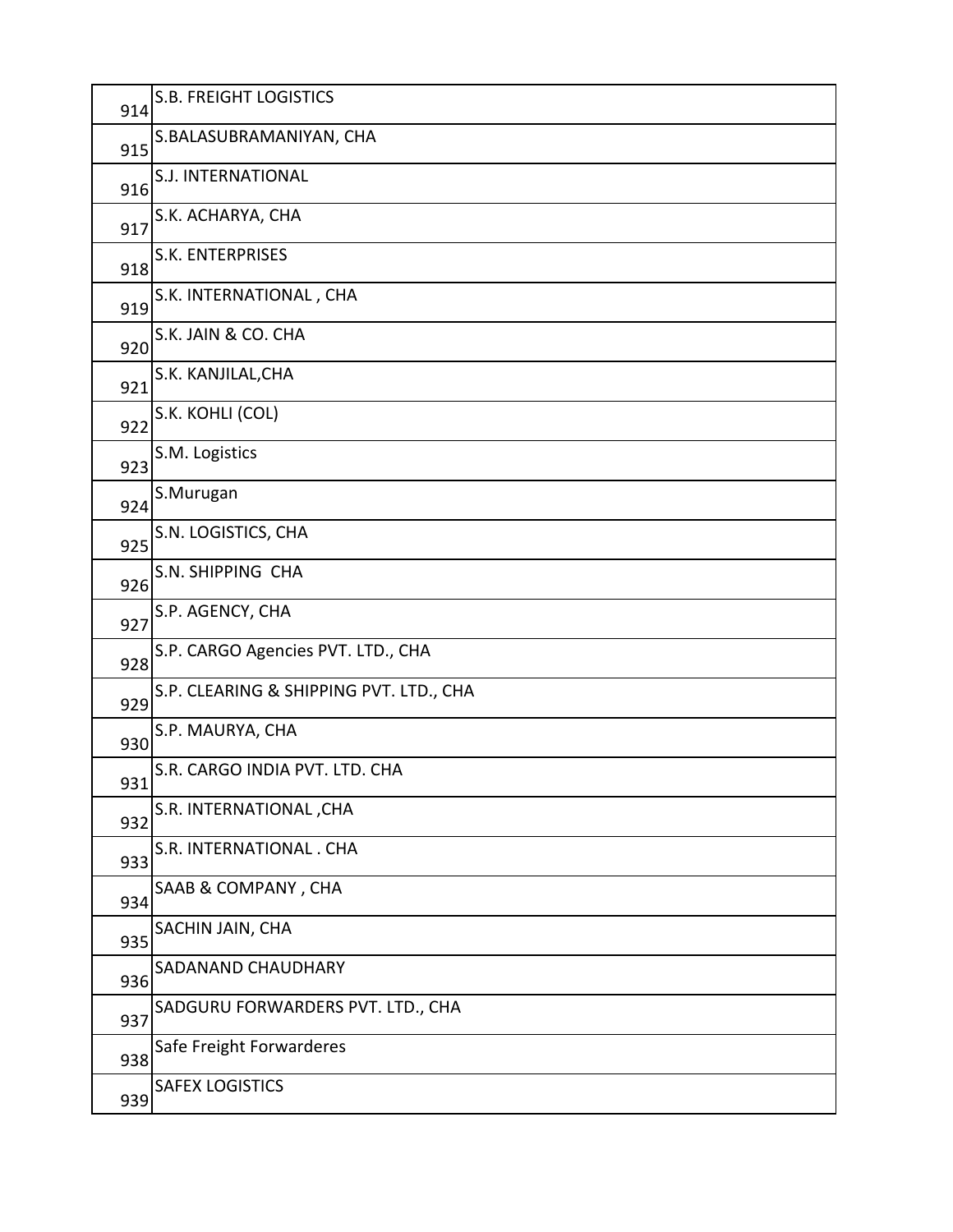| | |
|---|---|
| 914 | S.B. FREIGHT LOGISTICS |
| 915 | S.BALASUBRAMANIYAN, CHA |
| 916 | S.J. INTERNATIONAL |
| 917 | S.K. ACHARYA, CHA |
| 918 | S.K. ENTERPRISES |
| 919 | S.K. INTERNATIONAL , CHA |
| 920 | S.K. JAIN & CO. CHA |
| 921 | S.K. KANJILAL,CHA |
| 922 | S.K. KOHLI (COL) |
| 923 | S.M. Logistics |
| 924 | S.Murugan |
| 925 | S.N. LOGISTICS, CHA |
| 926 | S.N. SHIPPING  CHA |
| 927 | S.P. AGENCY, CHA |
| 928 | S.P. CARGO Agencies PVT. LTD., CHA |
| 929 | S.P. CLEARING & SHIPPING PVT. LTD., CHA |
| 930 | S.P. MAURYA, CHA |
| 931 | S.R. CARGO INDIA PVT. LTD. CHA |
| 932 | S.R. INTERNATIONAL ,CHA |
| 933 | S.R. INTERNATIONAL . CHA |
| 934 | SAAB & COMPANY , CHA |
| 935 | SACHIN JAIN, CHA |
| 936 | SADANAND CHAUDHARY |
| 937 | SADGURU FORWARDERS PVT. LTD., CHA |
| 938 | Safe Freight Forwarderes |
| 939 | SAFEX LOGISTICS |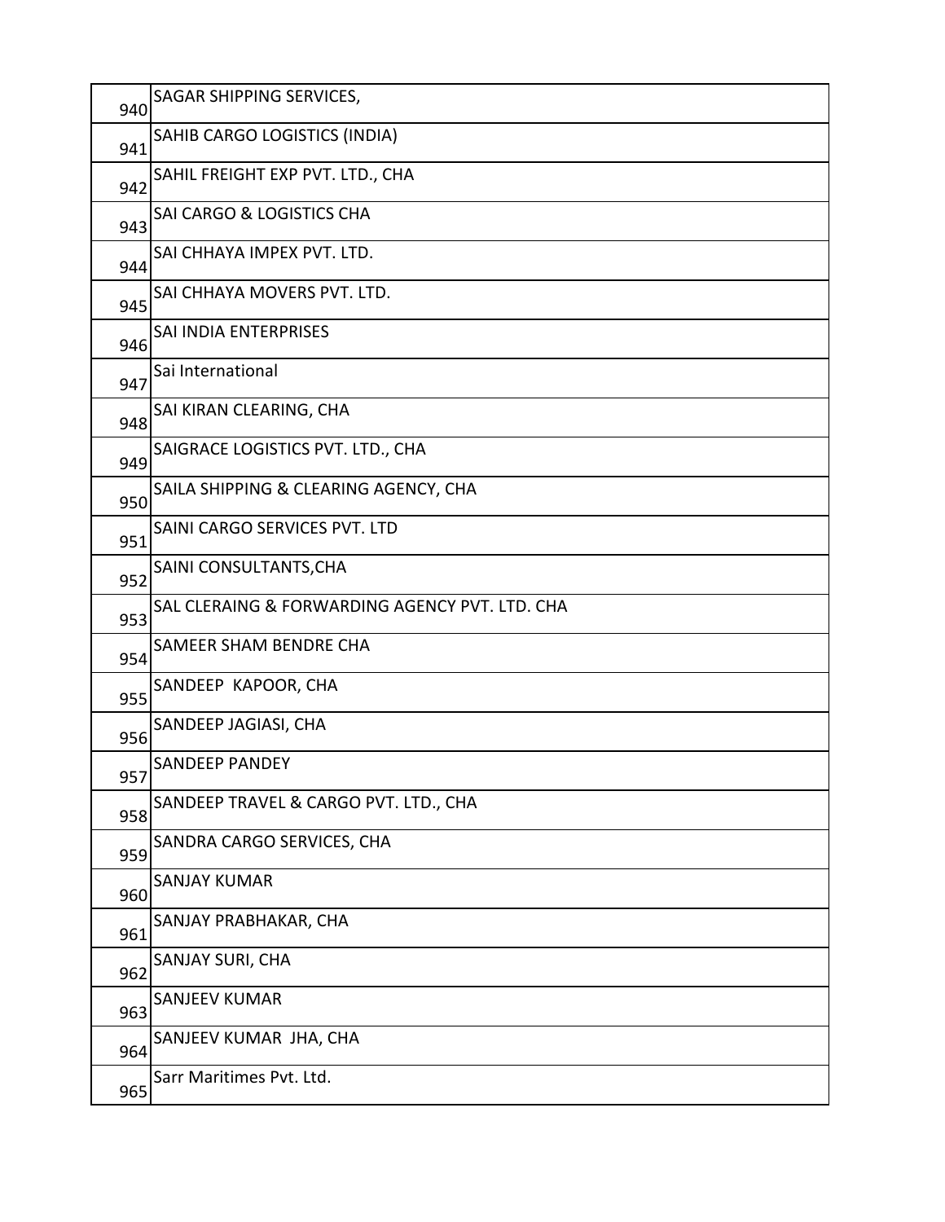| | |
|---|---|
| 940 | SAGAR SHIPPING SERVICES, |
| 941 | SAHIB CARGO LOGISTICS (INDIA) |
| 942 | SAHIL FREIGHT EXP PVT. LTD., CHA |
| 943 | SAI CARGO & LOGISTICS CHA |
| 944 | SAI CHHAYA IMPEX PVT. LTD. |
| 945 | SAI CHHAYA MOVERS PVT. LTD. |
| 946 | SAI INDIA ENTERPRISES |
| 947 | Sai International |
| 948 | SAI KIRAN CLEARING, CHA |
| 949 | SAIGRACE LOGISTICS PVT. LTD., CHA |
| 950 | SAILA SHIPPING & CLEARING AGENCY, CHA |
| 951 | SAINI CARGO SERVICES PVT. LTD |
| 952 | SAINI CONSULTANTS,CHA |
| 953 | SAL CLERAING & FORWARDING AGENCY PVT. LTD. CHA |
| 954 | SAMEER SHAM BENDRE CHA |
| 955 | SANDEEP KAPOOR, CHA |
| 956 | SANDEEP JAGIASI, CHA |
| 957 | SANDEEP PANDEY |
| 958 | SANDEEP TRAVEL & CARGO PVT. LTD., CHA |
| 959 | SANDRA CARGO SERVICES, CHA |
| 960 | SANJAY KUMAR |
| 961 | SANJAY PRABHAKAR, CHA |
| 962 | SANJAY SURI, CHA |
| 963 | SANJEEV KUMAR |
| 964 | SANJEEV KUMAR JHA, CHA |
| 965 | Sarr Maritimes Pvt. Ltd. |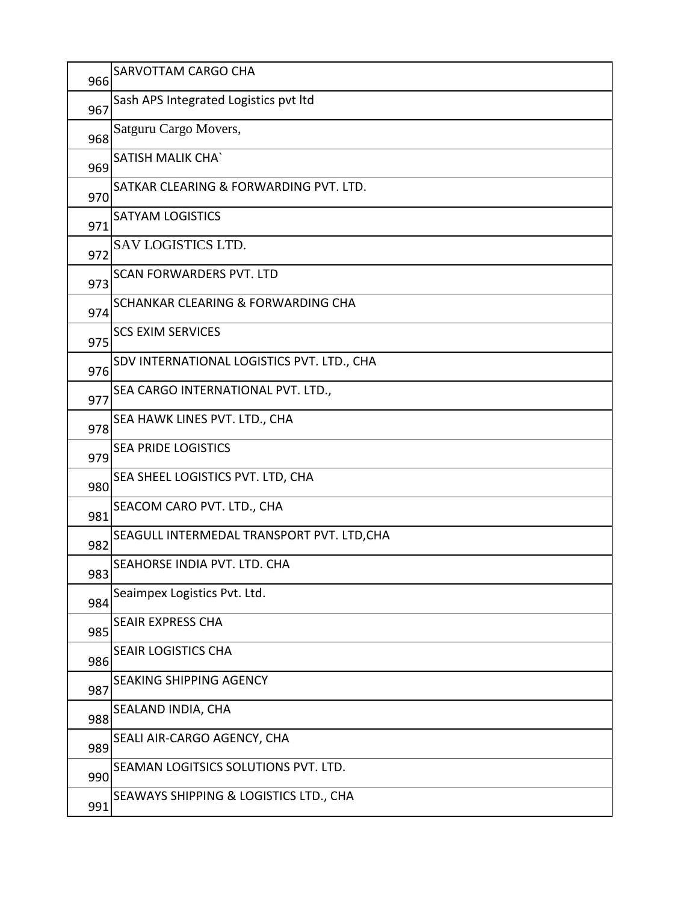| | |
|---|---|
| 966 | SARVOTTAM CARGO CHA |
| 967 | Sash APS Integrated Logistics pvt ltd |
| 968 | Satguru Cargo Movers, |
| 969 | SATISH MALIK CHA` |
| 970 | SATKAR CLEARING & FORWARDING PVT. LTD. |
| 971 | SATYAM LOGISTICS |
| 972 | SAV LOGISTICS LTD. |
| 973 | SCAN FORWARDERS PVT. LTD |
| 974 | SCHANKAR CLEARING & FORWARDING CHA |
| 975 | SCS EXIM SERVICES |
| 976 | SDV INTERNATIONAL LOGISTICS PVT. LTD., CHA |
| 977 | SEA CARGO INTERNATIONAL PVT. LTD., |
| 978 | SEA HAWK LINES PVT. LTD., CHA |
| 979 | SEA PRIDE LOGISTICS |
| 980 | SEA SHEEL LOGISTICS PVT. LTD, CHA |
| 981 | SEACOM CARO PVT. LTD., CHA |
| 982 | SEAGULL INTERMEDAL TRANSPORT PVT. LTD,CHA |
| 983 | SEAHORSE INDIA PVT. LTD. CHA |
| 984 | Seaimpex Logistics Pvt. Ltd. |
| 985 | SEAIR EXPRESS CHA |
| 986 | SEAIR LOGISTICS CHA |
| 987 | SEAKING SHIPPING AGENCY |
| 988 | SEALAND INDIA, CHA |
| 989 | SEALI AIR-CARGO AGENCY, CHA |
| 990 | SEAMAN LOGITSICS SOLUTIONS PVT. LTD. |
| 991 | SEAWAYS SHIPPING & LOGISTICS LTD., CHA |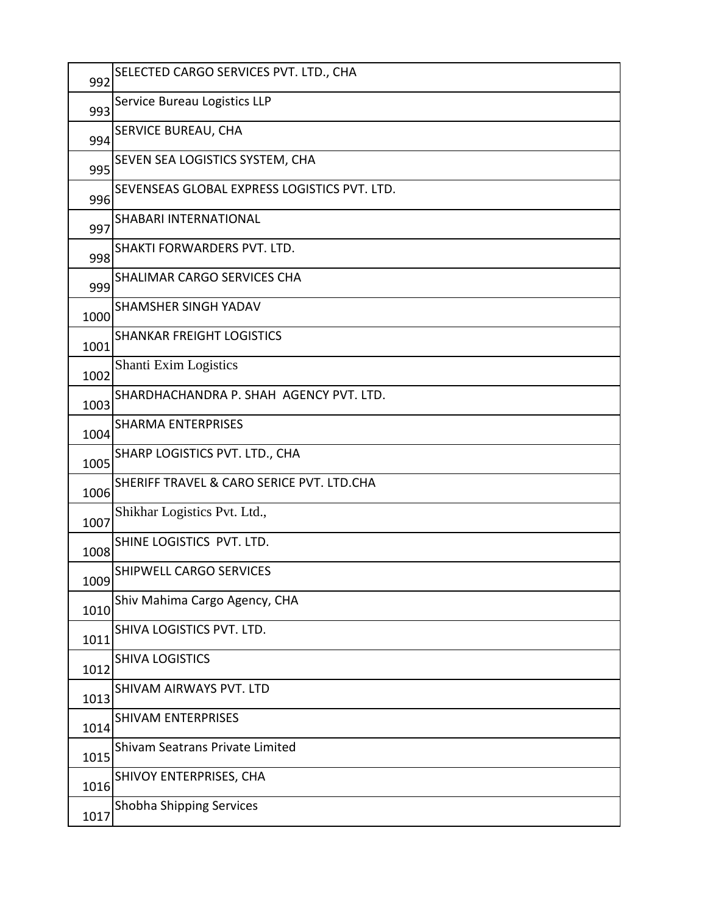| | |
|---|---|
| 992 | SELECTED CARGO SERVICES PVT. LTD., CHA |
| 993 | Service Bureau Logistics LLP |
| 994 | SERVICE BUREAU, CHA |
| 995 | SEVEN SEA LOGISTICS SYSTEM, CHA |
| 996 | SEVENSEAS GLOBAL EXPRESS LOGISTICS PVT. LTD. |
| 997 | SHABARI INTERNATIONAL |
| 998 | SHAKTI FORWARDERS PVT. LTD. |
| 999 | SHALIMAR CARGO SERVICES CHA |
| 1000 | SHAMSHER SINGH YADAV |
| 1001 | SHANKAR FREIGHT LOGISTICS |
| 1002 | Shanti Exim Logistics |
| 1003 | SHARDHACHANDRA P. SHAH AGENCY PVT. LTD. |
| 1004 | SHARMA ENTERPRISES |
| 1005 | SHARP LOGISTICS PVT. LTD., CHA |
| 1006 | SHERIFF TRAVEL & CARO SERICE PVT. LTD.CHA |
| 1007 | Shikhar Logistics Pvt. Ltd., |
| 1008 | SHINE LOGISTICS PVT. LTD. |
| 1009 | SHIPWELL CARGO SERVICES |
| 1010 | Shiv Mahima Cargo Agency, CHA |
| 1011 | SHIVA LOGISTICS PVT. LTD. |
| 1012 | SHIVA LOGISTICS |
| 1013 | SHIVAM AIRWAYS PVT. LTD |
| 1014 | SHIVAM ENTERPRISES |
| 1015 | Shivam Seatrans Private Limited |
| 1016 | SHIVOY ENTERPRISES, CHA |
| 1017 | Shobha Shipping Services |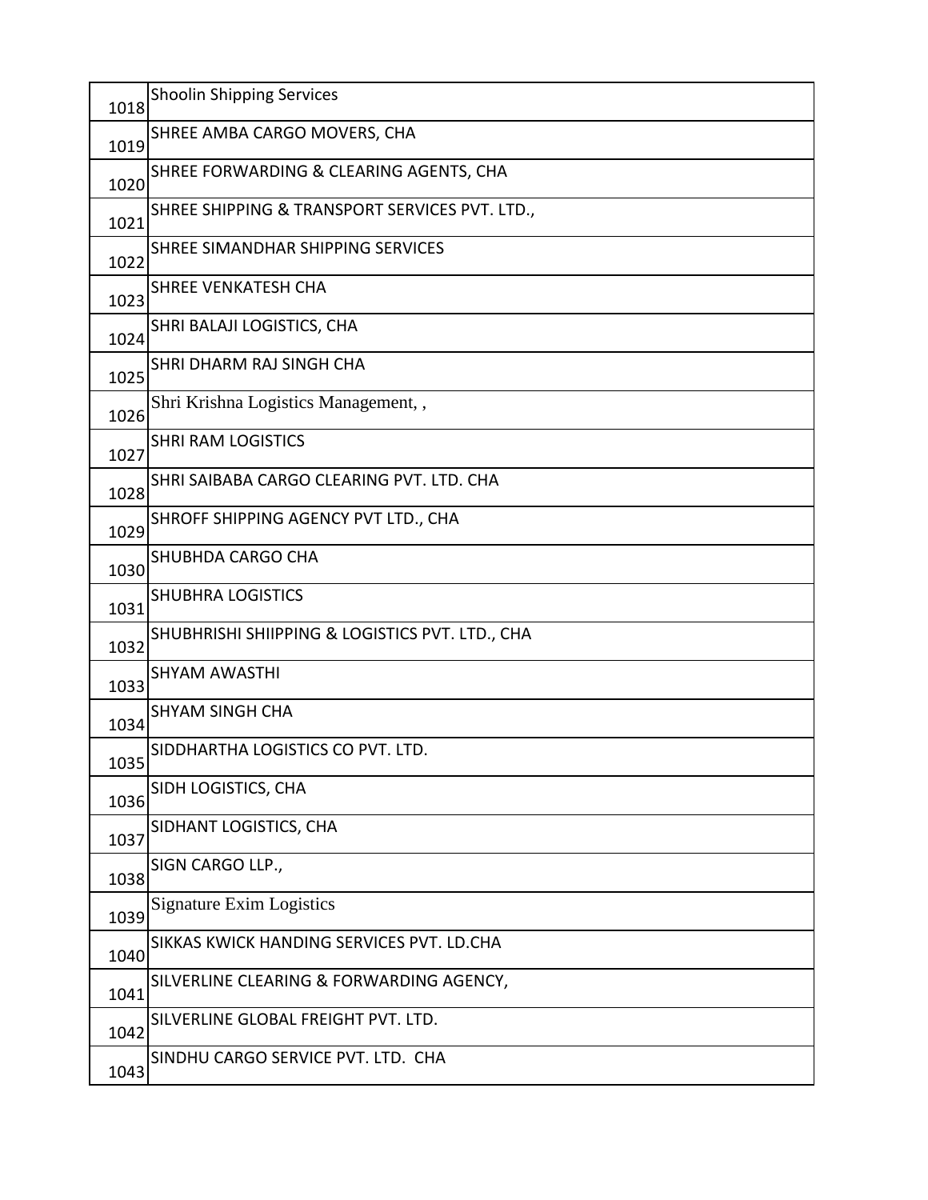| | |
|---|---|
| 1018 | Shoolin Shipping Services |
| 1019 | SHREE AMBA CARGO MOVERS, CHA |
| 1020 | SHREE FORWARDING & CLEARING AGENTS, CHA |
| 1021 | SHREE SHIPPING & TRANSPORT SERVICES PVT. LTD., |
| 1022 | SHREE SIMANDHAR SHIPPING SERVICES |
| 1023 | SHREE VENKATESH CHA |
| 1024 | SHRI BALAJI LOGISTICS, CHA |
| 1025 | SHRI DHARM RAJ SINGH CHA |
| 1026 | Shri Krishna Logistics Management, , |
| 1027 | SHRI RAM LOGISTICS |
| 1028 | SHRI SAIBABA CARGO CLEARING PVT. LTD. CHA |
| 1029 | SHROFF SHIPPING AGENCY PVT LTD., CHA |
| 1030 | SHUBHDA CARGO CHA |
| 1031 | SHUBHRA LOGISTICS |
| 1032 | SHUBHRISHI SHIIPPING & LOGISTICS PVT. LTD., CHA |
| 1033 | SHYAM AWASTHI |
| 1034 | SHYAM SINGH CHA |
| 1035 | SIDDHARTHA LOGISTICS CO PVT. LTD. |
| 1036 | SIDH LOGISTICS, CHA |
| 1037 | SIDHANT LOGISTICS, CHA |
| 1038 | SIGN CARGO LLP., |
| 1039 | Signature Exim Logistics |
| 1040 | SIKKAS KWICK HANDING SERVICES PVT. LD.CHA |
| 1041 | SILVERLINE CLEARING & FORWARDING AGENCY, |
| 1042 | SILVERLINE GLOBAL FREIGHT PVT. LTD. |
| 1043 | SINDHU CARGO SERVICE PVT. LTD. CHA |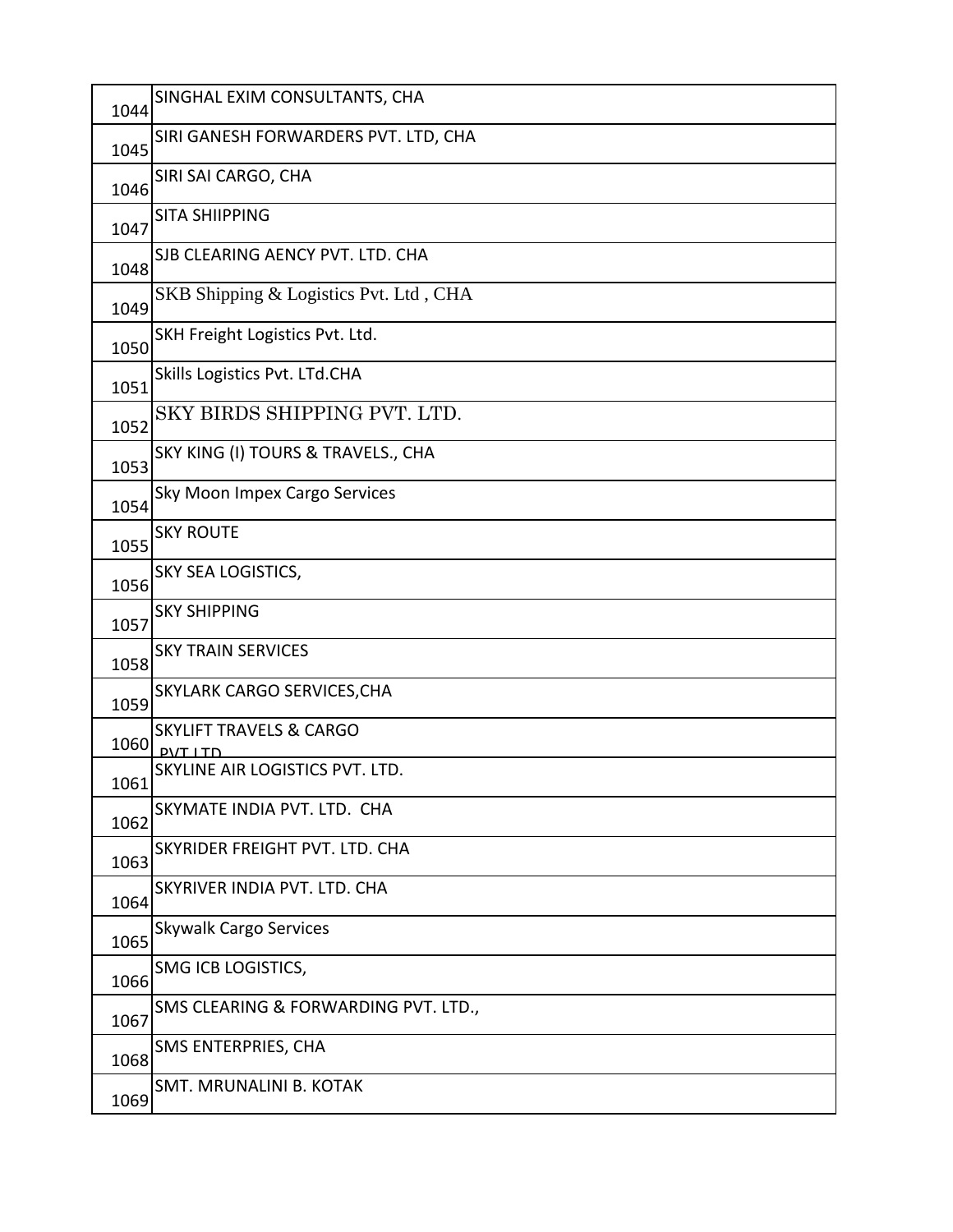| | |
|---|---|
| 1044 | SINGHAL EXIM CONSULTANTS, CHA |
| 1045 | SIRI GANESH FORWARDERS PVT. LTD, CHA |
| 1046 | SIRI SAI CARGO, CHA |
| 1047 | SITA SHIIPPING |
| 1048 | SJB CLEARING AENCY PVT. LTD. CHA |
| 1049 | SKB Shipping & Logistics Pvt. Ltd , CHA |
| 1050 | SKH Freight Logistics Pvt. Ltd. |
| 1051 | Skills Logistics Pvt. LTd.CHA |
| 1052 | SKY BIRDS SHIPPING PVT. LTD. |
| 1053 | SKY KING (I) TOURS & TRAVELS., CHA |
| 1054 | Sky Moon Impex Cargo Services |
| 1055 | SKY ROUTE |
| 1056 | SKY SEA LOGISTICS, |
| 1057 | SKY SHIPPING |
| 1058 | SKY TRAIN SERVICES |
| 1059 | SKYLARK CARGO SERVICES,CHA |
| 1060 | SKYLIFT TRAVELS & CARGO PVT LTD |
| 1061 | SKYLINE AIR LOGISTICS PVT. LTD. |
| 1062 | SKYMATE INDIA PVT. LTD. CHA |
| 1063 | SKYRIDER FREIGHT PVT. LTD. CHA |
| 1064 | SKYRIVER INDIA PVT. LTD. CHA |
| 1065 | Skywalk Cargo Services |
| 1066 | SMG ICB LOGISTICS, |
| 1067 | SMS CLEARING & FORWARDING PVT. LTD., |
| 1068 | SMS ENTERPRIES, CHA |
| 1069 | SMT. MRUNALINI B. KOTAK |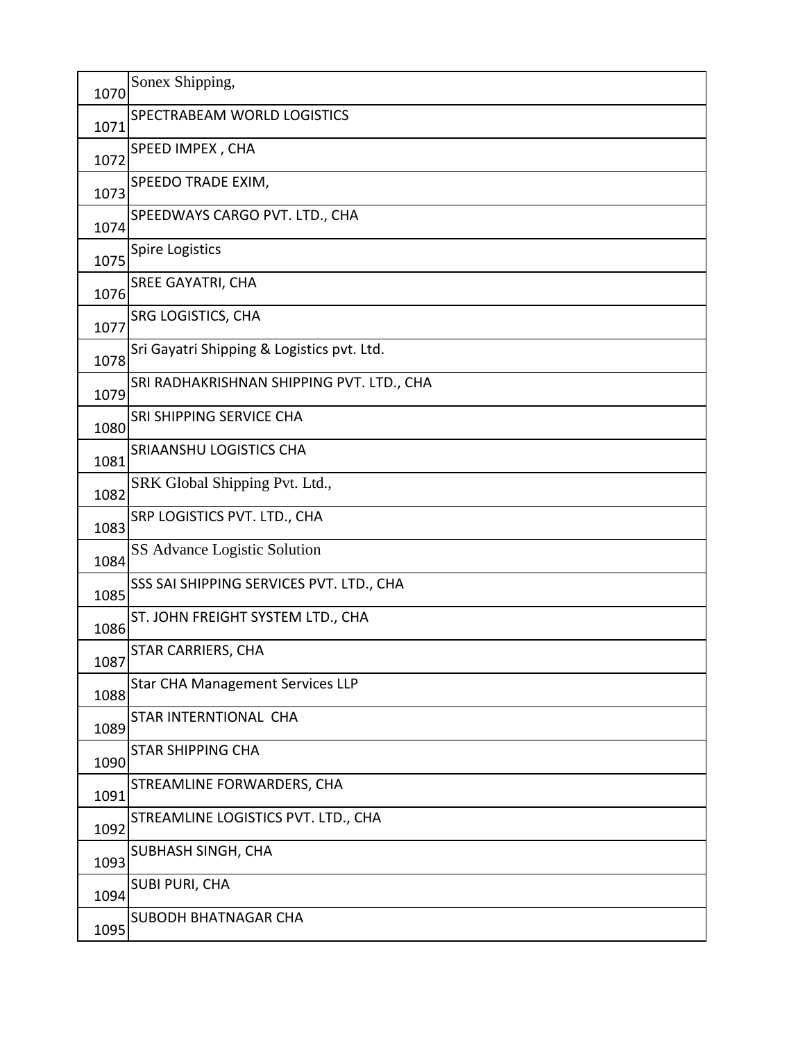| | |
|---|---|
| 1070 | Sonex Shipping, |
| 1071 | SPECTRABEAM WORLD LOGISTICS |
| 1072 | SPEED IMPEX , CHA |
| 1073 | SPEEDO TRADE EXIM, |
| 1074 | SPEEDWAYS CARGO PVT. LTD., CHA |
| 1075 | Spire Logistics |
| 1076 | SREE GAYATRI, CHA |
| 1077 | SRG LOGISTICS, CHA |
| 1078 | Sri Gayatri Shipping & Logistics pvt. Ltd. |
| 1079 | SRI RADHAKRISHNAN SHIPPING PVT. LTD., CHA |
| 1080 | SRI SHIPPING SERVICE CHA |
| 1081 | SRIAANSHU LOGISTICS CHA |
| 1082 | SRK Global Shipping Pvt. Ltd., |
| 1083 | SRP LOGISTICS PVT. LTD., CHA |
| 1084 | SS Advance Logistic Solution |
| 1085 | SSS SAI SHIPPING SERVICES PVT. LTD., CHA |
| 1086 | ST. JOHN FREIGHT SYSTEM LTD., CHA |
| 1087 | STAR CARRIERS, CHA |
| 1088 | Star CHA Management Services LLP |
| 1089 | STAR INTERNTIONAL CHA |
| 1090 | STAR SHIPPING CHA |
| 1091 | STREAMLINE FORWARDERS, CHA |
| 1092 | STREAMLINE LOGISTICS PVT. LTD., CHA |
| 1093 | SUBHASH SINGH, CHA |
| 1094 | SUBI PURI, CHA |
| 1095 | SUBODH BHATNAGAR CHA |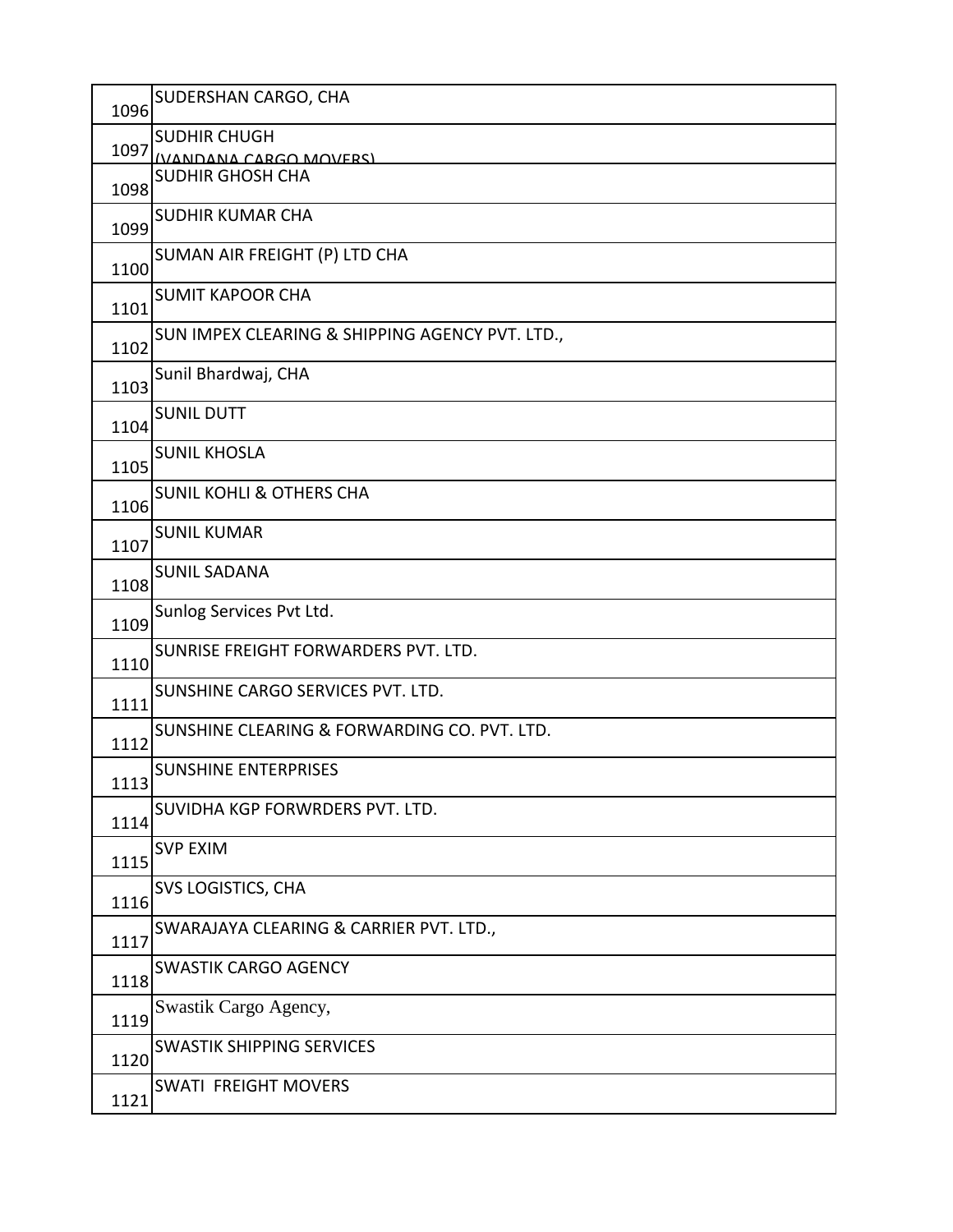| | |
|---|---|
| 1096 | SUDERSHAN CARGO, CHA |
| 1097 | SUDHIR CHUGH (VANDANA CARGO MOVERS) |
| 1098 | SUDHIR GHOSH CHA |
| 1099 | SUDHIR KUMAR CHA |
| 1100 | SUMAN AIR FREIGHT (P) LTD CHA |
| 1101 | SUMIT KAPOOR CHA |
| 1102 | SUN IMPEX CLEARING & SHIPPING AGENCY PVT. LTD., |
| 1103 | Sunil Bhardwaj, CHA |
| 1104 | SUNIL DUTT |
| 1105 | SUNIL KHOSLA |
| 1106 | SUNIL KOHLI & OTHERS CHA |
| 1107 | SUNIL KUMAR |
| 1108 | SUNIL SADANA |
| 1109 | Sunlog Services Pvt Ltd. |
| 1110 | SUNRISE FREIGHT FORWARDERS PVT. LTD. |
| 1111 | SUNSHINE CARGO SERVICES PVT. LTD. |
| 1112 | SUNSHINE CLEARING & FORWARDING CO. PVT. LTD. |
| 1113 | SUNSHINE ENTERPRISES |
| 1114 | SUVIDHA KGP FORWRDERS PVT. LTD. |
| 1115 | SVP EXIM |
| 1116 | SVS LOGISTICS, CHA |
| 1117 | SWARAJAYA CLEARING & CARRIER PVT. LTD., |
| 1118 | SWASTIK CARGO AGENCY |
| 1119 | Swastik Cargo Agency, |
| 1120 | SWASTIK SHIPPING SERVICES |
| 1121 | SWATI FREIGHT MOVERS |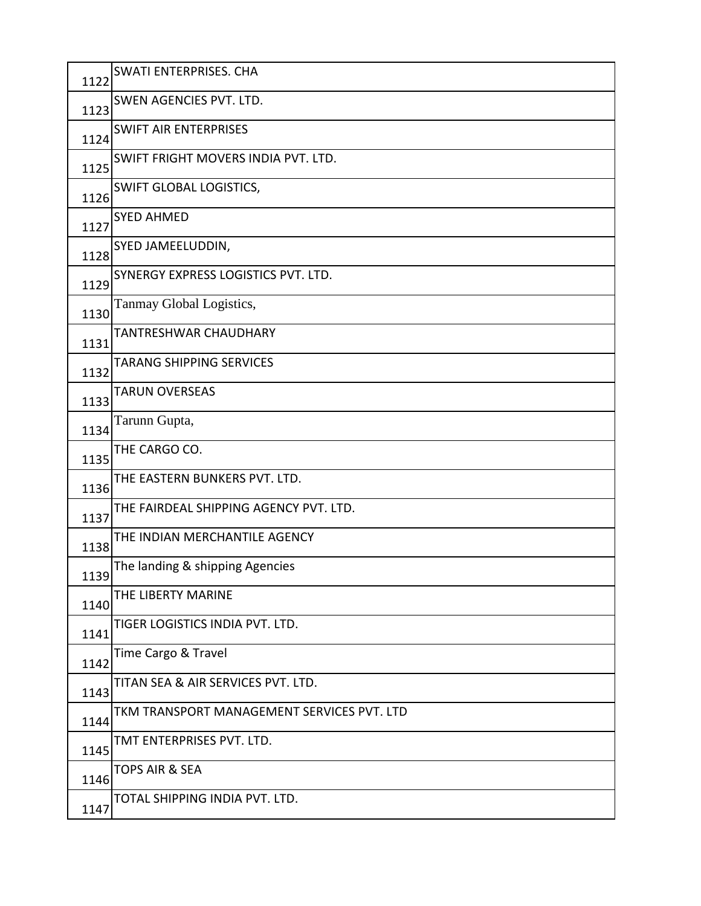| | |
|---|---|
| 1122 | SWATI ENTERPRISES. CHA |
| 1123 | SWEN AGENCIES PVT. LTD. |
| 1124 | SWIFT AIR ENTERPRISES |
| 1125 | SWIFT FRIGHT MOVERS INDIA PVT. LTD. |
| 1126 | SWIFT GLOBAL LOGISTICS, |
| 1127 | SYED AHMED |
| 1128 | SYED JAMEELUDDIN, |
| 1129 | SYNERGY EXPRESS LOGISTICS PVT. LTD. |
| 1130 | Tanmay Global Logistics, |
| 1131 | TANTRESHWAR CHAUDHARY |
| 1132 | TARANG SHIPPING SERVICES |
| 1133 | TARUN OVERSEAS |
| 1134 | Tarunn Gupta, |
| 1135 | THE CARGO CO. |
| 1136 | THE EASTERN BUNKERS PVT. LTD. |
| 1137 | THE FAIRDEAL SHIPPING AGENCY PVT. LTD. |
| 1138 | THE INDIAN MERCHANTILE AGENCY |
| 1139 | The landing & shipping Agencies |
| 1140 | THE LIBERTY MARINE |
| 1141 | TIGER LOGISTICS INDIA PVT. LTD. |
| 1142 | Time Cargo & Travel |
| 1143 | TITAN SEA & AIR SERVICES PVT. LTD. |
| 1144 | TKM TRANSPORT MANAGEMENT SERVICES PVT. LTD |
| 1145 | TMT ENTERPRISES PVT. LTD. |
| 1146 | TOPS AIR & SEA |
| 1147 | TOTAL SHIPPING INDIA PVT. LTD. |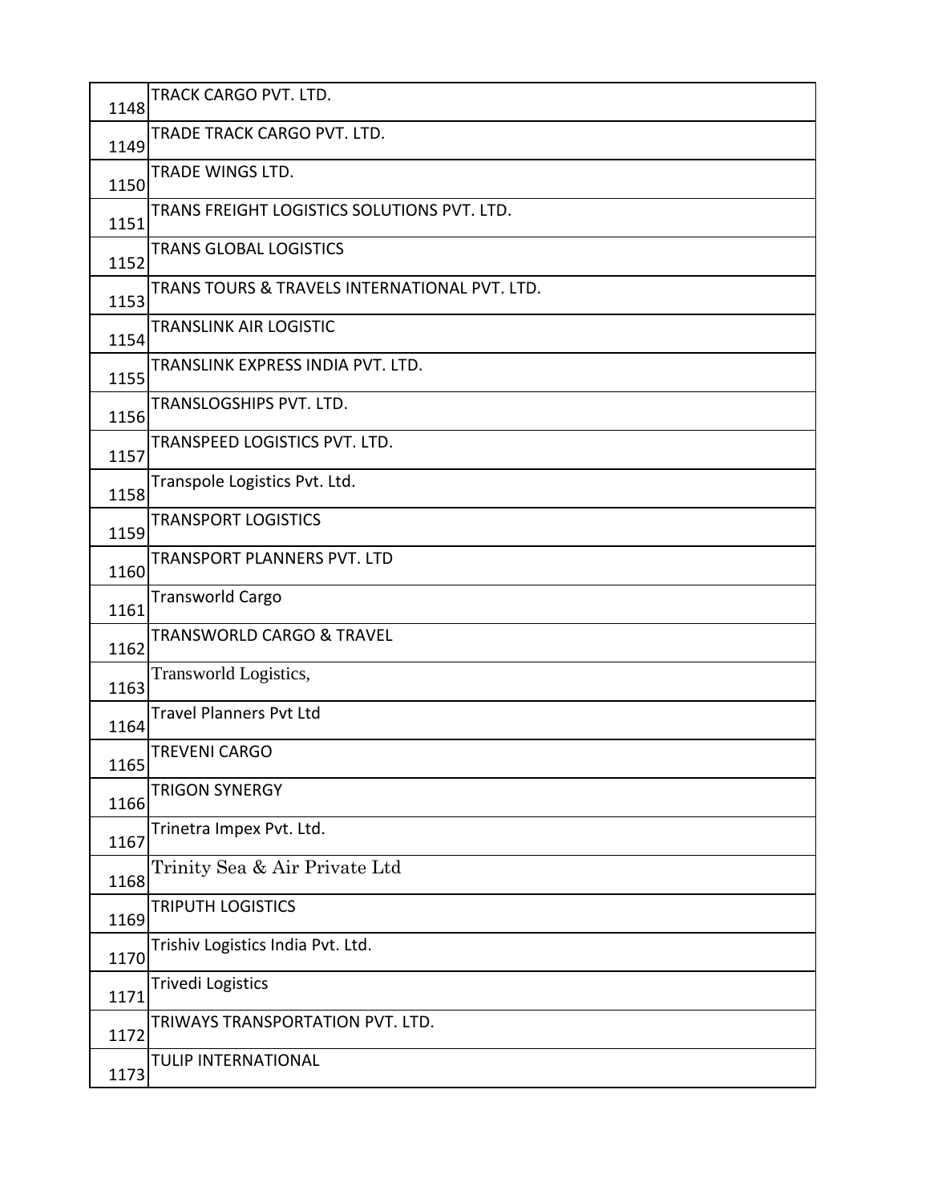| | |
|---|---|
| 1148 | TRACK CARGO PVT. LTD. |
| 1149 | TRADE TRACK CARGO PVT. LTD. |
| 1150 | TRADE WINGS LTD. |
| 1151 | TRANS FREIGHT LOGISTICS SOLUTIONS PVT. LTD. |
| 1152 | TRANS GLOBAL LOGISTICS |
| 1153 | TRANS TOURS & TRAVELS INTERNATIONAL PVT. LTD. |
| 1154 | TRANSLINK AIR LOGISTIC |
| 1155 | TRANSLINK EXPRESS INDIA PVT. LTD. |
| 1156 | TRANSLOGSHIPS PVT. LTD. |
| 1157 | TRANSPEED LOGISTICS PVT. LTD. |
| 1158 | Transpole Logistics Pvt. Ltd. |
| 1159 | TRANSPORT LOGISTICS |
| 1160 | TRANSPORT PLANNERS PVT. LTD |
| 1161 | Transworld Cargo |
| 1162 | TRANSWORLD CARGO & TRAVEL |
| 1163 | Transworld Logistics, |
| 1164 | Travel Planners Pvt Ltd |
| 1165 | TREVENI CARGO |
| 1166 | TRIGON SYNERGY |
| 1167 | Trinetra Impex Pvt. Ltd. |
| 1168 | Trinity Sea & Air Private Ltd |
| 1169 | TRIPUTH LOGISTICS |
| 1170 | Trishiv Logistics India Pvt. Ltd. |
| 1171 | Trivedi Logistics |
| 1172 | TRIWAYS TRANSPORTATION PVT. LTD. |
| 1173 | TULIP INTERNATIONAL |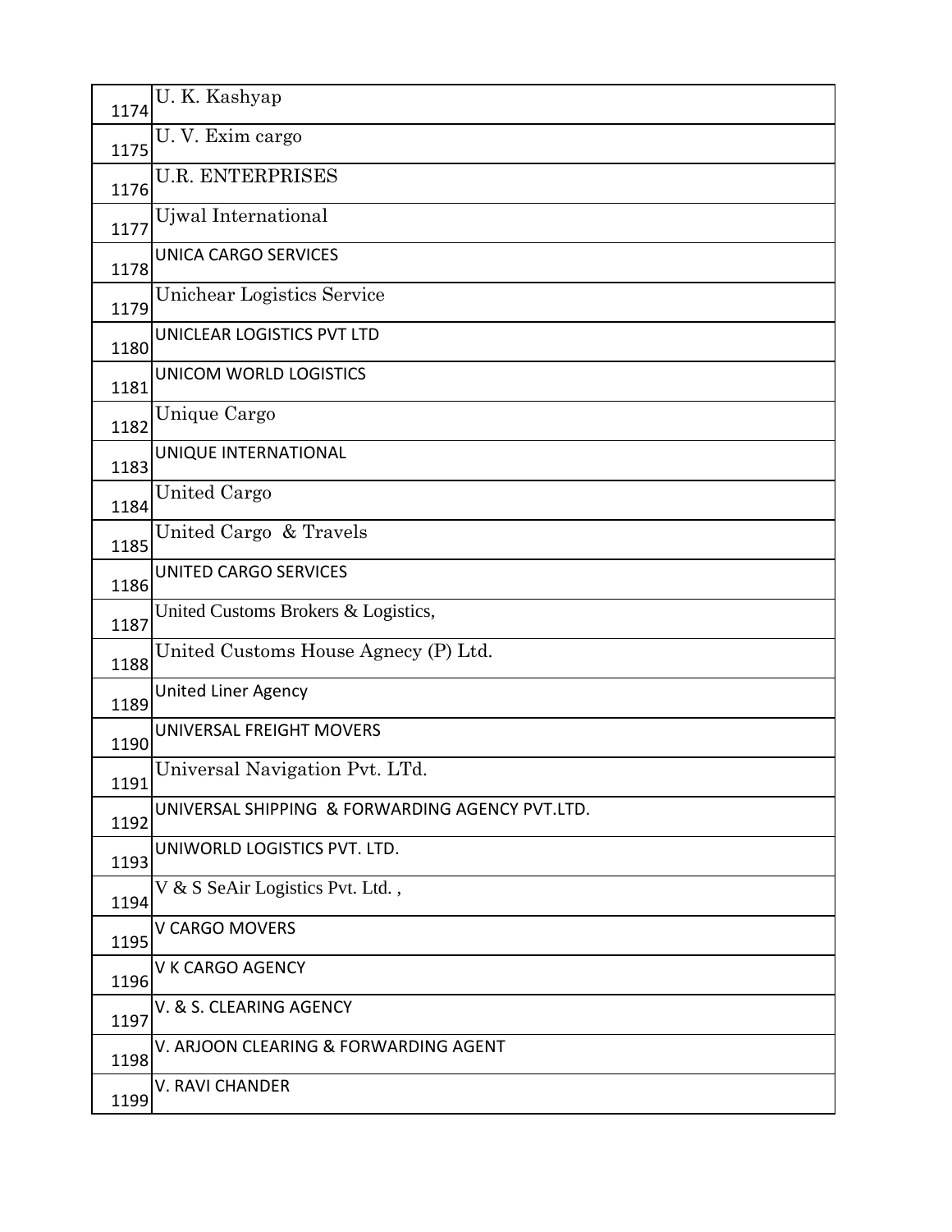| | |
|---|---|
| 1174 | U. K. Kashyap |
| 1175 | U. V. Exim cargo |
| 1176 | U.R. ENTERPRISES |
| 1177 | Ujwal International |
| 1178 | UNICA CARGO SERVICES |
| 1179 | Unichear Logistics Service |
| 1180 | UNICLEAR LOGISTICS PVT LTD |
| 1181 | UNICOM WORLD LOGISTICS |
| 1182 | Unique Cargo |
| 1183 | UNIQUE INTERNATIONAL |
| 1184 | United Cargo |
| 1185 | United Cargo & Travels |
| 1186 | UNITED CARGO SERVICES |
| 1187 | United Customs Brokers & Logistics, |
| 1188 | United Customs House Agnecy (P) Ltd. |
| 1189 | United Liner Agency |
| 1190 | UNIVERSAL FREIGHT MOVERS |
| 1191 | Universal Navigation Pvt. LTd. |
| 1192 | UNIVERSAL SHIPPING & FORWARDING AGENCY PVT.LTD. |
| 1193 | UNIWORLD LOGISTICS PVT. LTD. |
| 1194 | V & S SeAir Logistics Pvt. Ltd. , |
| 1195 | V CARGO MOVERS |
| 1196 | V K CARGO AGENCY |
| 1197 | V. & S. CLEARING AGENCY |
| 1198 | V. ARJOON CLEARING & FORWARDING AGENT |
| 1199 | V. RAVI CHANDER |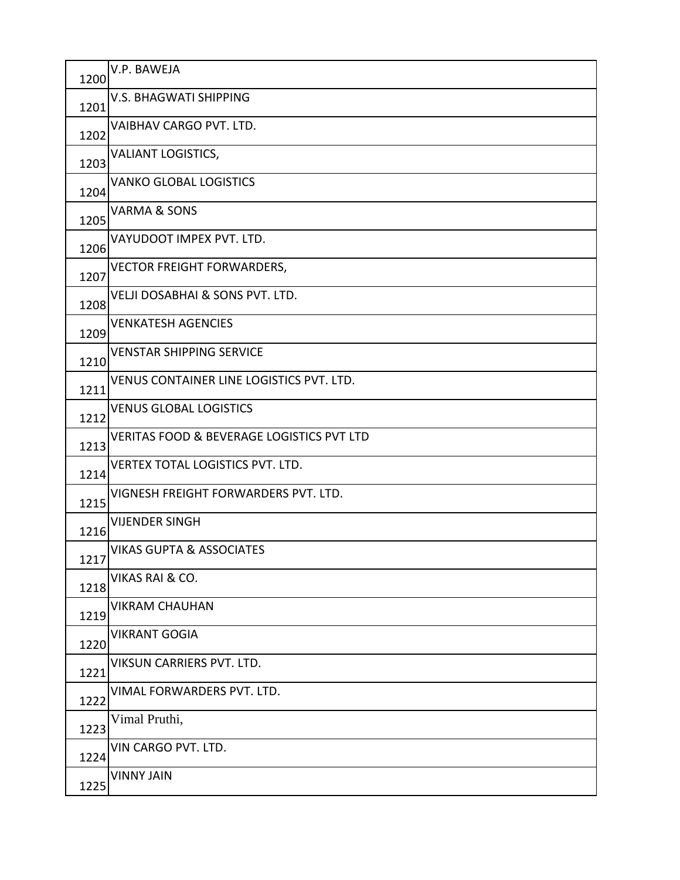| | |
|---|---|
| 1200 | V.P. BAWEJA |
| 1201 | V.S. BHAGWATI SHIPPING |
| 1202 | VAIBHAV CARGO PVT. LTD. |
| 1203 | VALIANT LOGISTICS, |
| 1204 | VANKO GLOBAL LOGISTICS |
| 1205 | VARMA & SONS |
| 1206 | VAYUDOOT IMPEX PVT. LTD. |
| 1207 | VECTOR FREIGHT FORWARDERS, |
| 1208 | VELJI DOSABHAI & SONS PVT. LTD. |
| 1209 | VENKATESH AGENCIES |
| 1210 | VENSTAR SHIPPING SERVICE |
| 1211 | VENUS CONTAINER LINE LOGISTICS PVT. LTD. |
| 1212 | VENUS GLOBAL LOGISTICS |
| 1213 | VERITAS FOOD & BEVERAGE LOGISTICS PVT LTD |
| 1214 | VERTEX TOTAL LOGISTICS PVT. LTD. |
| 1215 | VIGNESH FREIGHT FORWARDERS PVT. LTD. |
| 1216 | VIJENDER SINGH |
| 1217 | VIKAS GUPTA & ASSOCIATES |
| 1218 | VIKAS RAI & CO. |
| 1219 | VIKRAM CHAUHAN |
| 1220 | VIKRANT GOGIA |
| 1221 | VIKSUN CARRIERS PVT. LTD. |
| 1222 | VIMAL FORWARDERS PVT. LTD. |
| 1223 | Vimal Pruthi, |
| 1224 | VIN CARGO PVT. LTD. |
| 1225 | VINNY JAIN |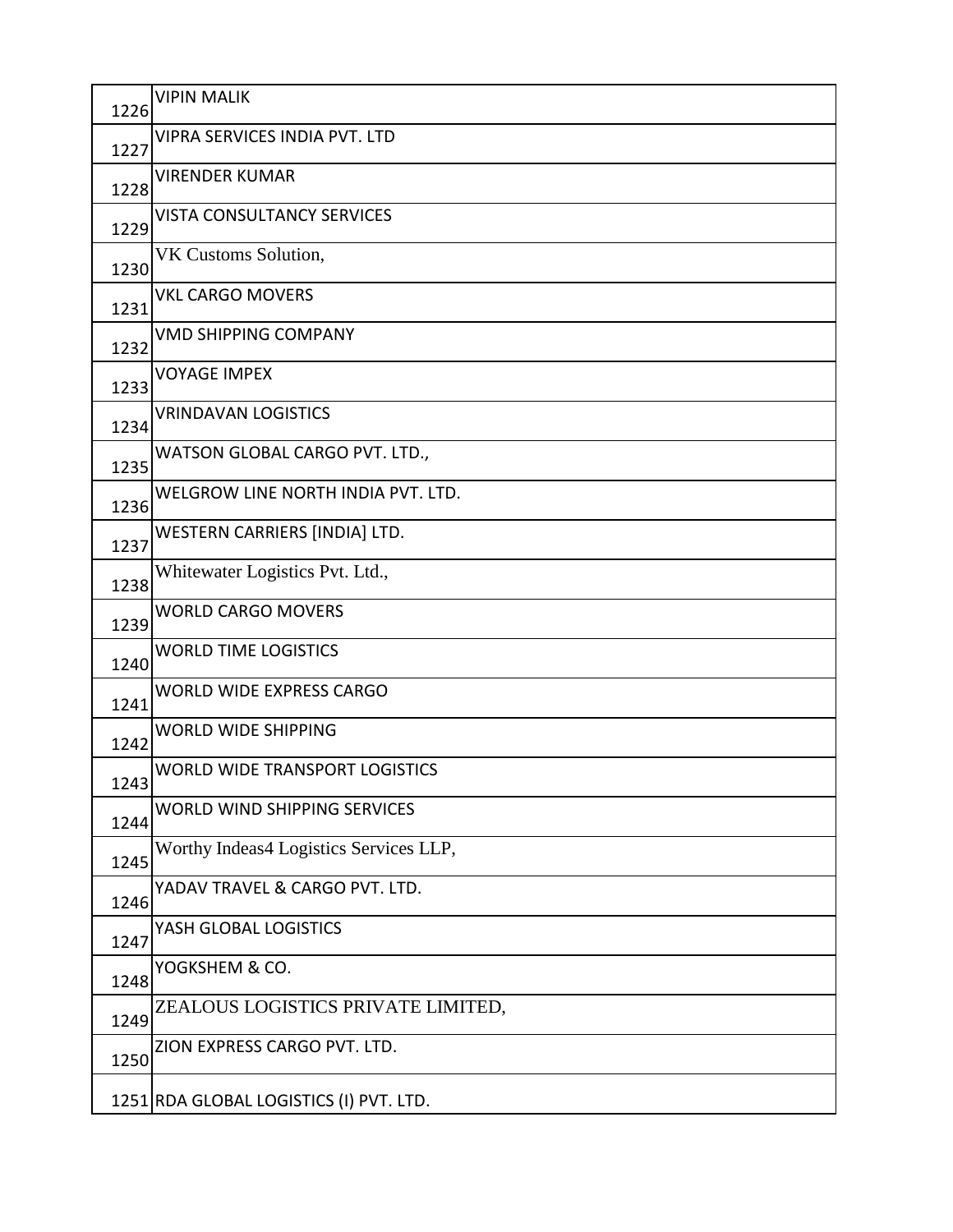| | |
|---|---|
| 1226 | VIPIN MALIK |
| 1227 | VIPRA SERVICES INDIA PVT. LTD |
| 1228 | VIRENDER KUMAR |
| 1229 | VISTA CONSULTANCY SERVICES |
| 1230 | VK Customs Solution, |
| 1231 | VKL CARGO MOVERS |
| 1232 | VMD SHIPPING COMPANY |
| 1233 | VOYAGE IMPEX |
| 1234 | VRINDAVAN LOGISTICS |
| 1235 | WATSON GLOBAL CARGO PVT. LTD., |
| 1236 | WELGROW LINE NORTH INDIA PVT. LTD. |
| 1237 | WESTERN CARRIERS [INDIA] LTD. |
| 1238 | Whitewater Logistics Pvt. Ltd., |
| 1239 | WORLD CARGO MOVERS |
| 1240 | WORLD TIME LOGISTICS |
| 1241 | WORLD WIDE EXPRESS CARGO |
| 1242 | WORLD WIDE SHIPPING |
| 1243 | WORLD WIDE TRANSPORT LOGISTICS |
| 1244 | WORLD WIND SHIPPING SERVICES |
| 1245 | Worthy Indeas4 Logistics Services LLP, |
| 1246 | YADAV TRAVEL & CARGO PVT. LTD. |
| 1247 | YASH GLOBAL LOGISTICS |
| 1248 | YOGKSHEM & CO. |
| 1249 | ZEALOUS LOGISTICS PRIVATE LIMITED, |
| 1250 | ZION EXPRESS CARGO PVT. LTD. |
| 1251 | RDA GLOBAL LOGISTICS (I) PVT. LTD. |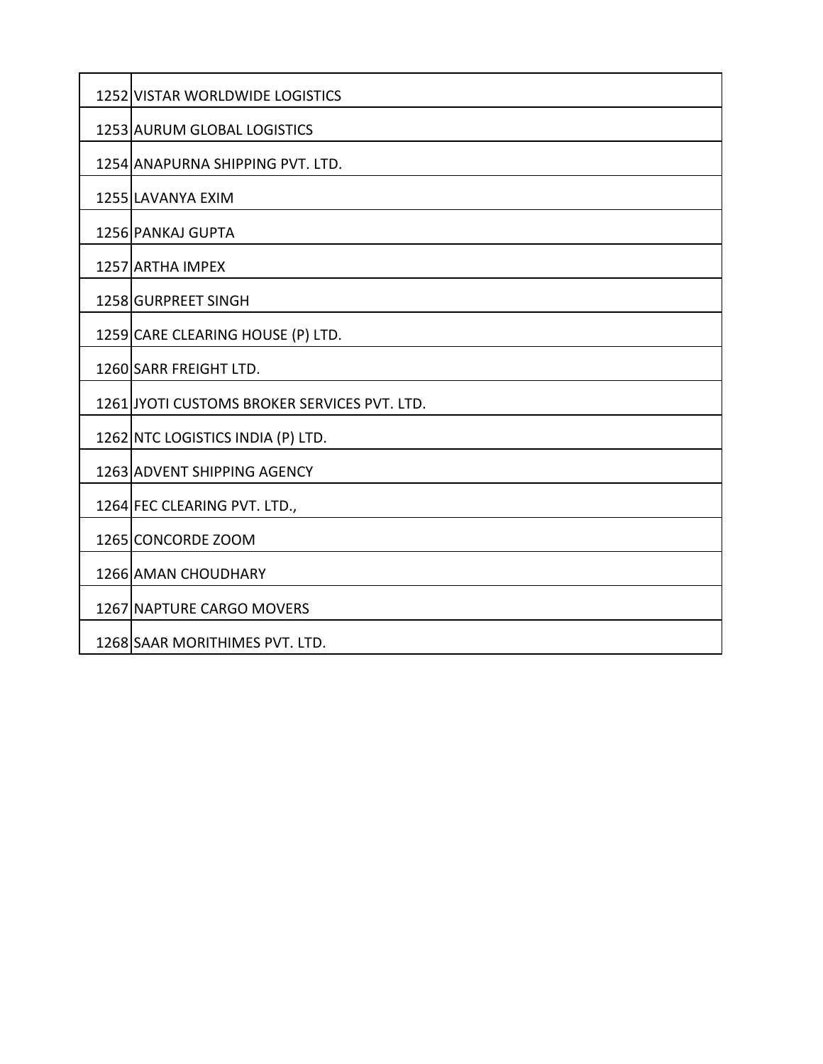| | |
|---|---|
| 1252 | VISTAR WORLDWIDE LOGISTICS |
| 1253 | AURUM GLOBAL LOGISTICS |
| 1254 | ANAPURNA SHIPPING PVT. LTD. |
| 1255 | LAVANYA EXIM |
| 1256 | PANKAJ GUPTA |
| 1257 | ARTHA IMPEX |
| 1258 | GURPREET SINGH |
| 1259 | CARE CLEARING HOUSE (P) LTD. |
| 1260 | SARR FREIGHT LTD. |
| 1261 | JYOTI CUSTOMS BROKER SERVICES PVT. LTD. |
| 1262 | NTC LOGISTICS INDIA (P) LTD. |
| 1263 | ADVENT SHIPPING AGENCY |
| 1264 | FEC CLEARING PVT. LTD., |
| 1265 | CONCORDE ZOOM |
| 1266 | AMAN CHOUDHARY |
| 1267 | NAPTURE CARGO MOVERS |
| 1268 | SAAR MORITHIMES PVT. LTD. |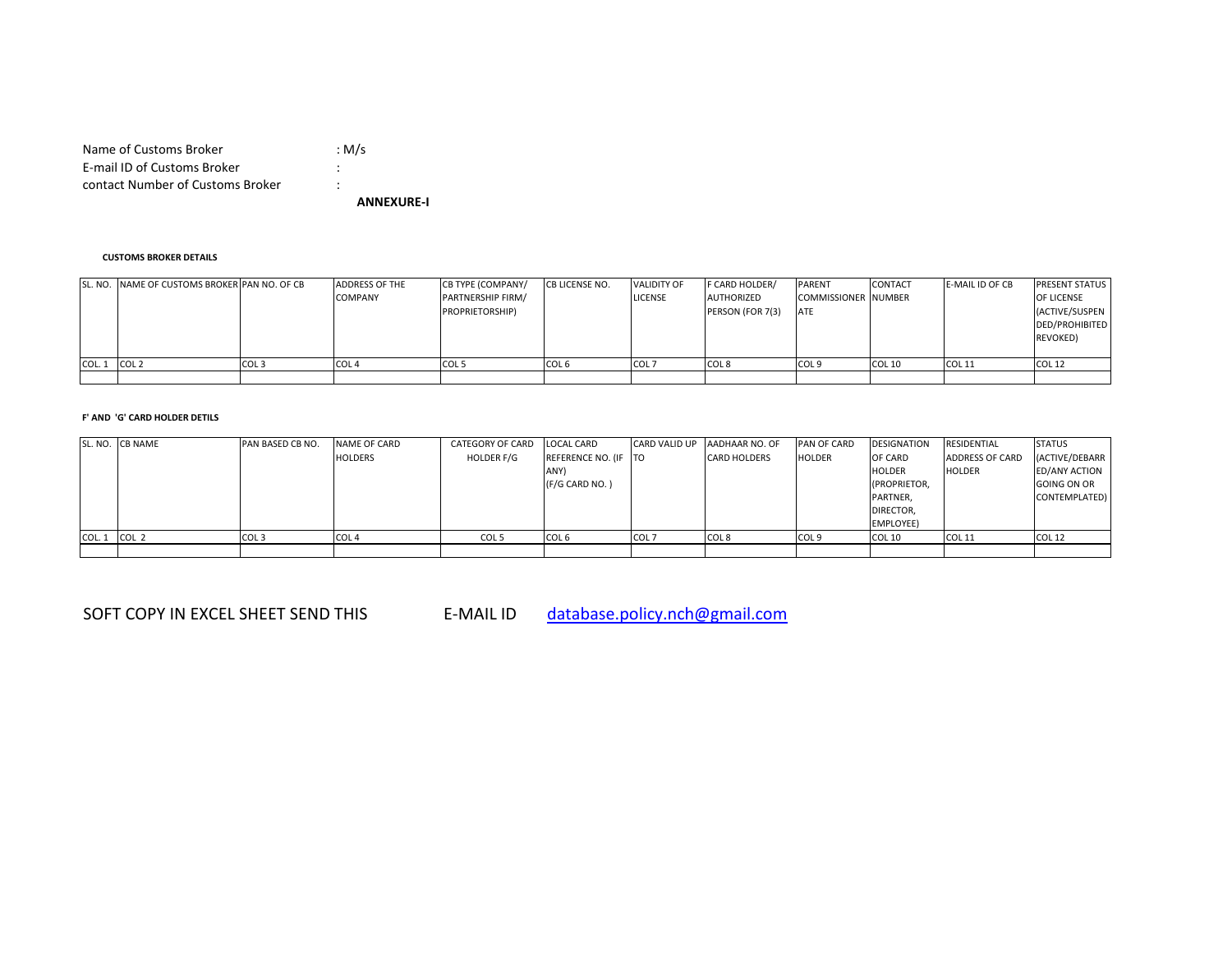Name of Customs Broker : M/s

E-mail ID of Customs Broker :

contact Number of Customs Broker :

**ANNEXURE-I**

**CUSTOMS BROKER DETAILS**

| SL. NO. | NAME OF CUSTOMS BROKER | PAN NO. OF CB | ADDRESS OF THE COMPANY | CB TYPE (COMPANY/ PARTNERSHIP FIRM/ PROPRIETORSHIP) | CB LICENSE NO. | VALIDITY OF LICENSE | F CARD HOLDER/ AUTHORIZED PERSON (FOR 7(3) | PARENT COMMISSIONER ATE | CONTACT NUMBER | E-MAIL ID OF CB | PRESENT STATUS OF LICENSE (ACTIVE/SUSPEN DED/PROHIBITED REVOKED) |
|---|---|---|---|---|---|---|---|---|---|---|---|
| COL. 1 | COL 2 | COL 3 | COL 4 | COL 5 | COL 6 | COL 7 | COL 8 | COL 9 | COL 10 | COL 11 | COL 12 |
| | | | | | | | | | | | |

**F' AND 'G' CARD HOLDER DETILS**

| SL. NO. | CB NAME | PAN BASED CB NO. | NAME OF CARD HOLDERS | CATEGORY OF CARD HOLDER F/G | LOCAL CARD REFERENCE NO. (IF ANY) (F/G CARD NO. ) | CARD VALID UP TO | AADHAAR NO. OF CARD HOLDERS | PAN OF CARD HOLDER | DESIGNATION OF CARD HOLDER (PROPRIETOR, PARTNER, DIRECTOR, EMPLOYEE) | RESIDENTIAL ADDRESS OF CARD HOLDER | STATUS (ACTIVE/DEBARR ED/ANY ACTION GOING ON OR CONTEMPLATED) |
|---|---|---|---|---|---|---|---|---|---|---|---|
| COL. 1 | COL 2 | COL 3 | COL 4 | COL 5 | COL 6 | COL 7 | COL 8 | COL 9 | COL 10 | COL 11 | COL 12 |
| | | | | | | | | | | | |

SOFT COPY IN EXCEL SHEET SEND THIS E-MAIL ID database.policy.nch@gmail.com